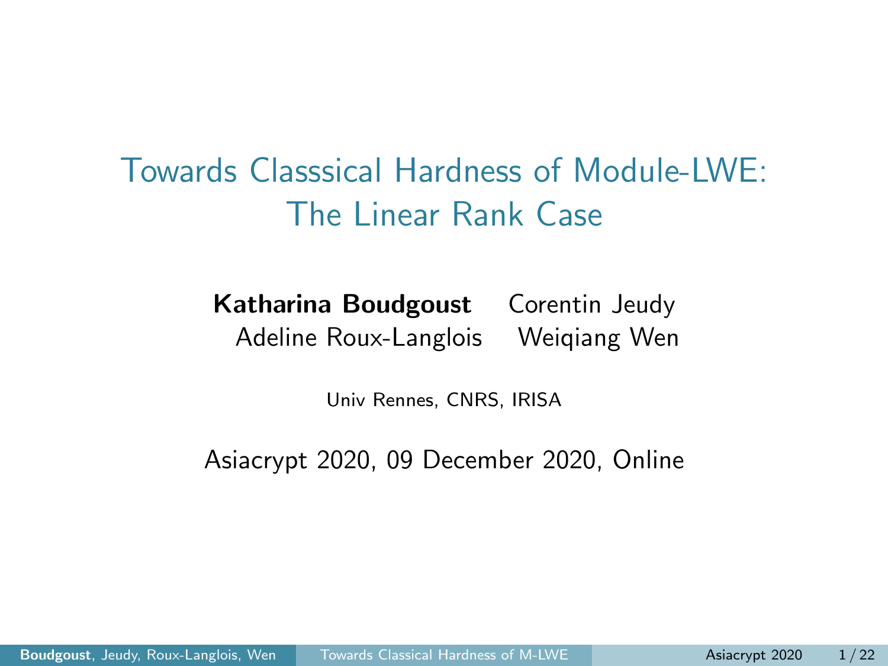# Towards Classsical Hardness of Module-LWE: The Linear Rank Case

**Katharina Boudgoust** Corentin Jeudy
Adeline Roux-Langlois Weiqiang Wen

Univ Rennes, CNRS, IRISA

Asiacrypt 2020, 09 December 2020, Online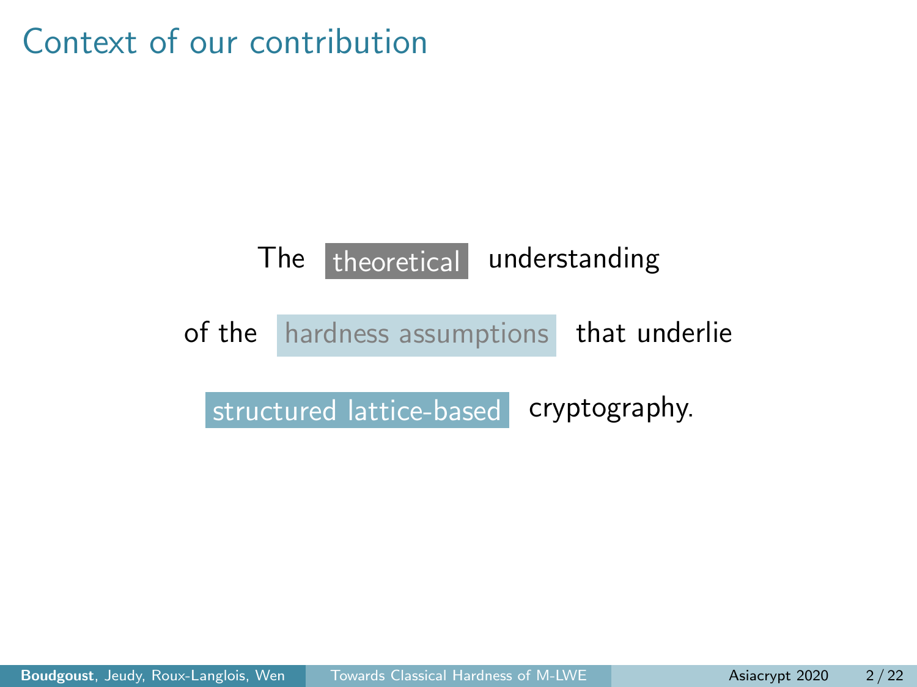# Context of our contribution

The theoretical understanding

of the hardness assumptions that underlie

structured lattice-based cryptography.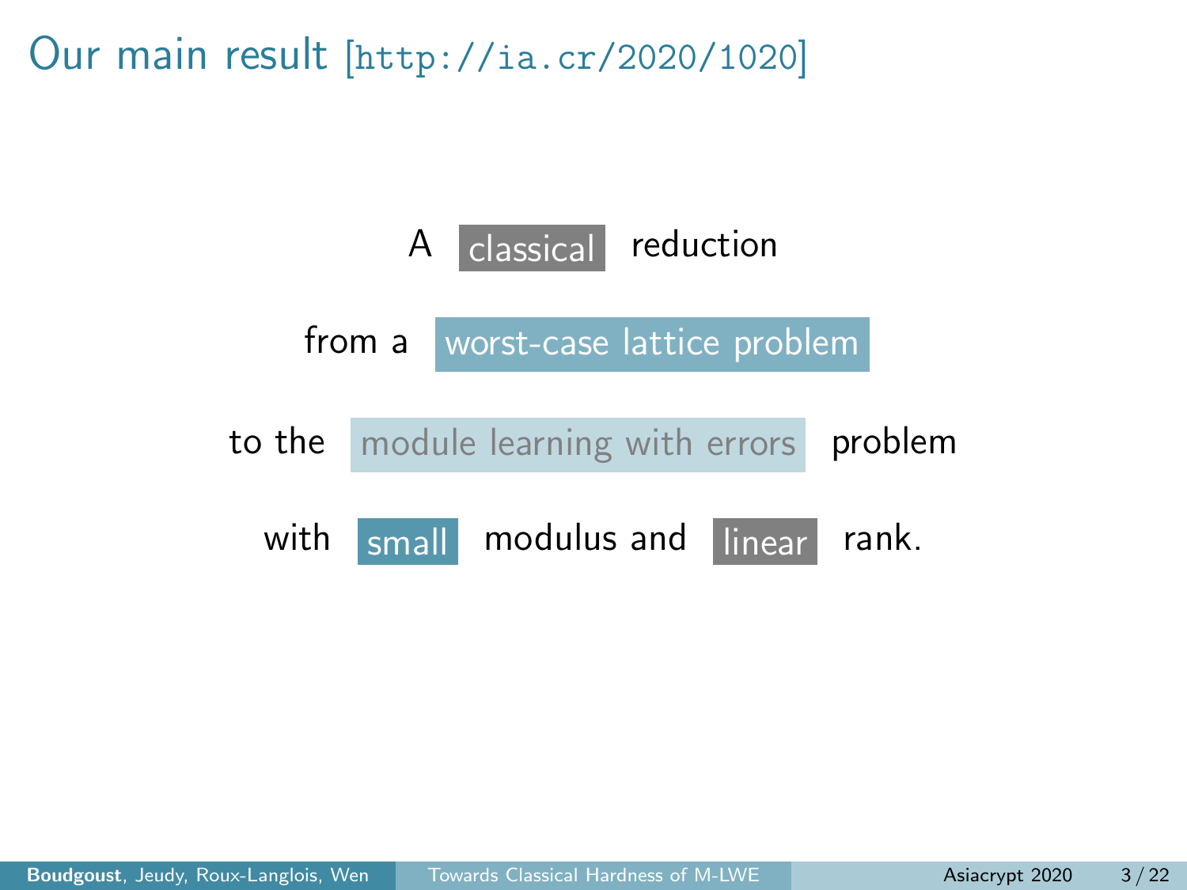# Our main result [http://ia.cr/2020/1020]

A classical reduction

from a worst-case lattice problem

to the module learning with errors problem

with small modulus and linear rank.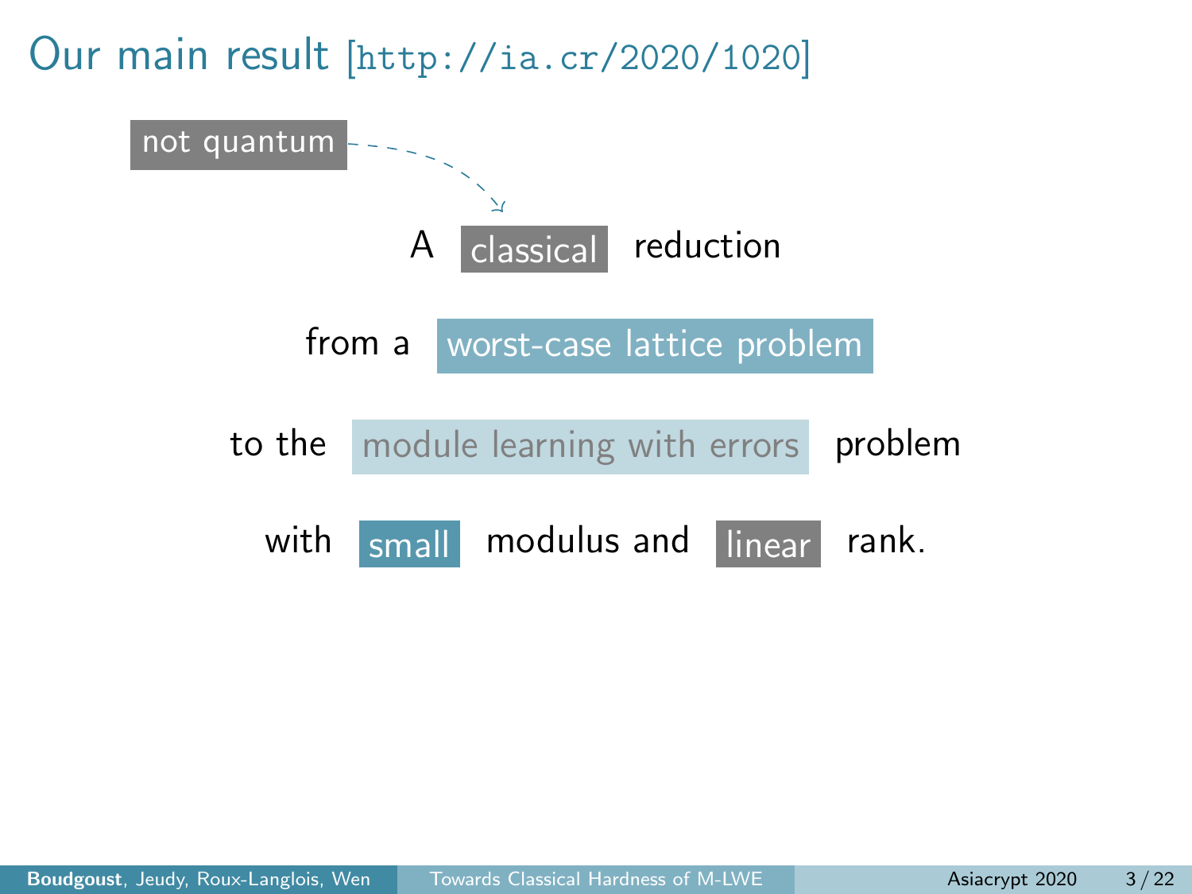# Our main result [http://ia.cr/2020/1020]

not quantum

A classical reduction

from a worst-case lattice problem

to the module learning with errors problem

with small modulus and linear rank.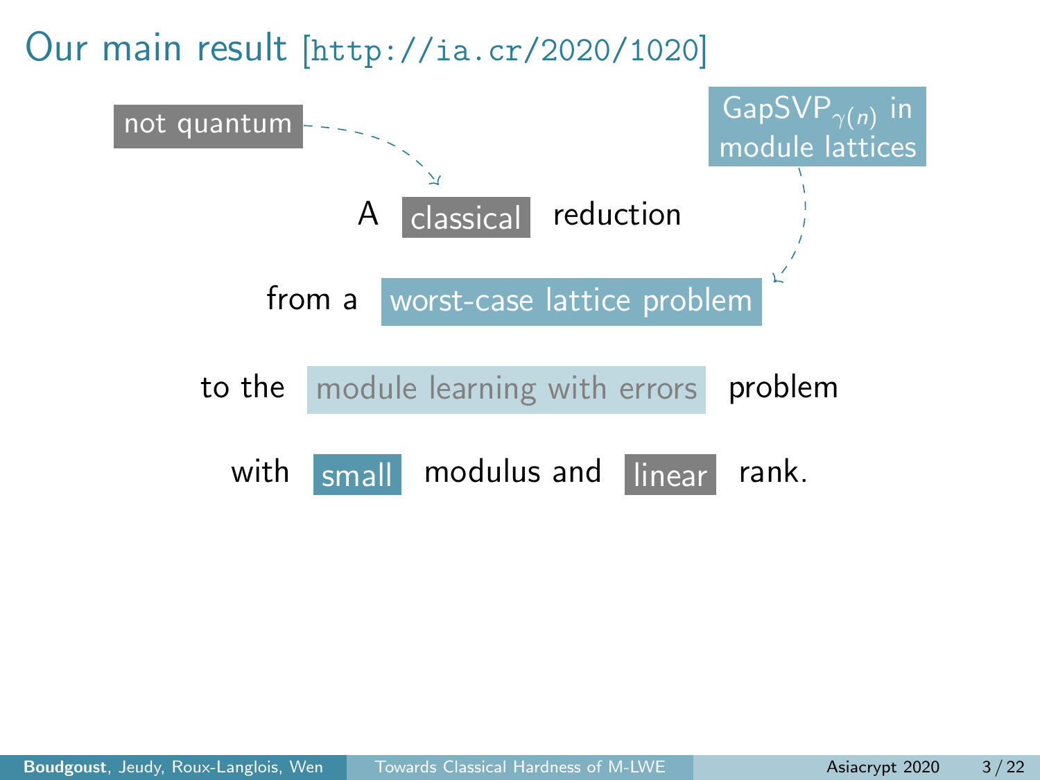# Our main result [http://ia.cr/2020/1020]

not quantum

GapSVP$_{\gamma(n)}$ in module lattices

A classical reduction

from a worst-case lattice problem

to the module learning with errors problem

with small modulus and linear rank.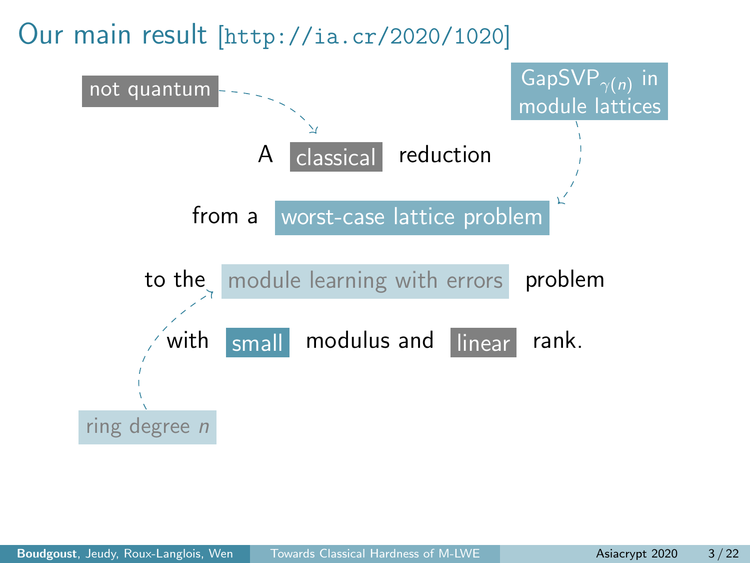# Our main result [http://ia.cr/2020/1020]

not quantum

GapSVP$_{\gamma(n)}$ in module lattices

A classical reduction

from a worst-case lattice problem

to the module learning with errors problem

with small modulus and linear rank.

ring degree $n$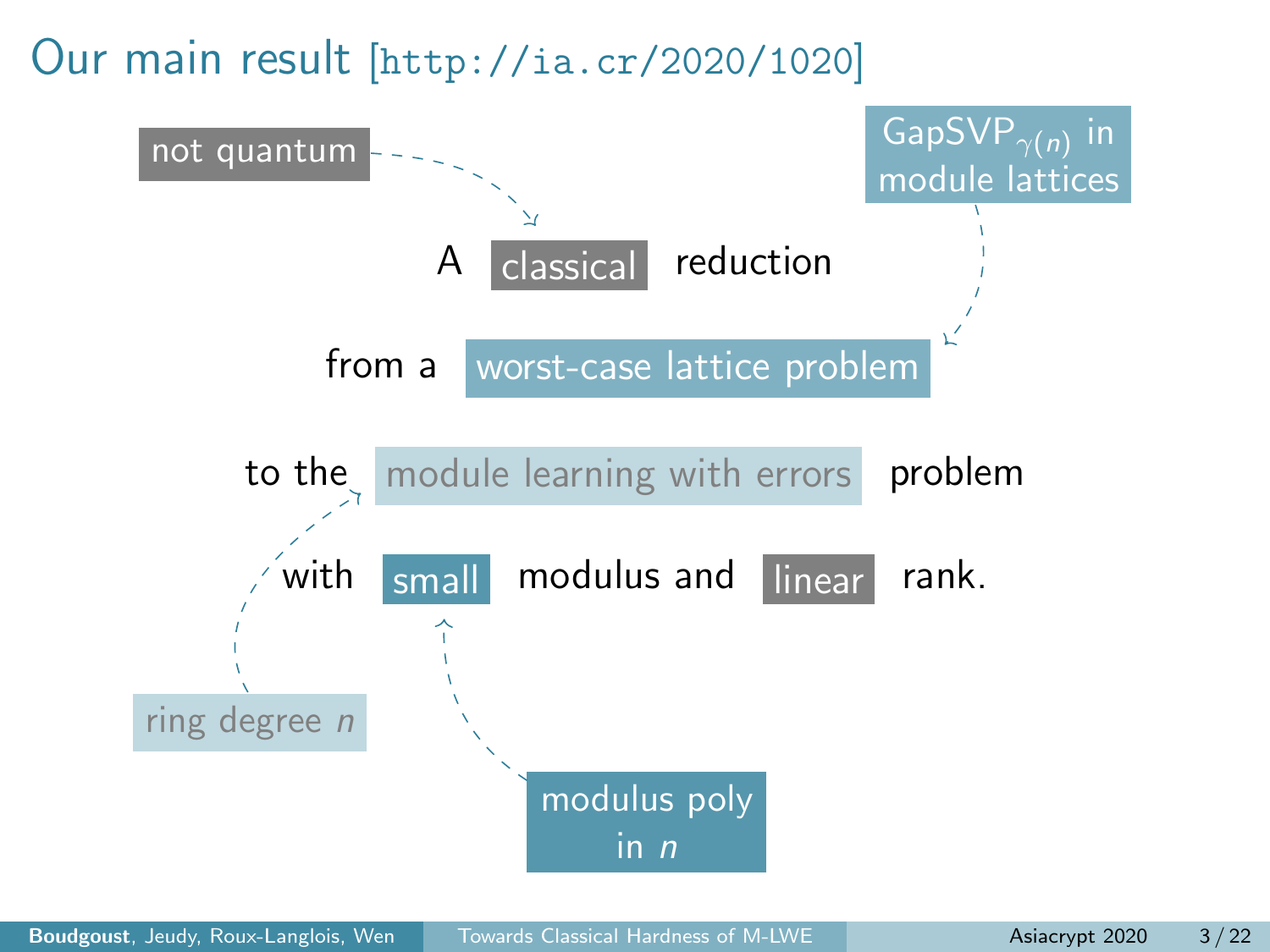# Our main result [http://ia.cr/2020/1020]

A classical reduction

from a worst-case lattice problem

to the module learning with errors problem

with small modulus and linear rank.

not quantum

GapSVP$_{\gamma(n)}$ in module lattices

ring degree $n$

modulus poly in $n$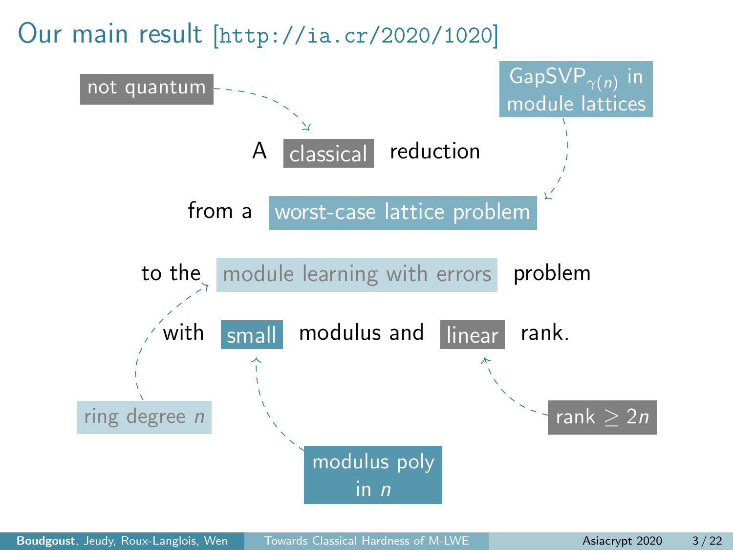# Our main result [http://ia.cr/2020/1020]

A classical reduction

from a worst-case lattice problem

to the module learning with errors problem

with small modulus and linear rank.

- not quantum → classical
- GapSVP$_{\gamma(n)}$ in module lattices → worst-case lattice problem
- ring degree $n$ → module learning with errors
- modulus poly in $n$ → small
- rank $\geq 2n$ → linear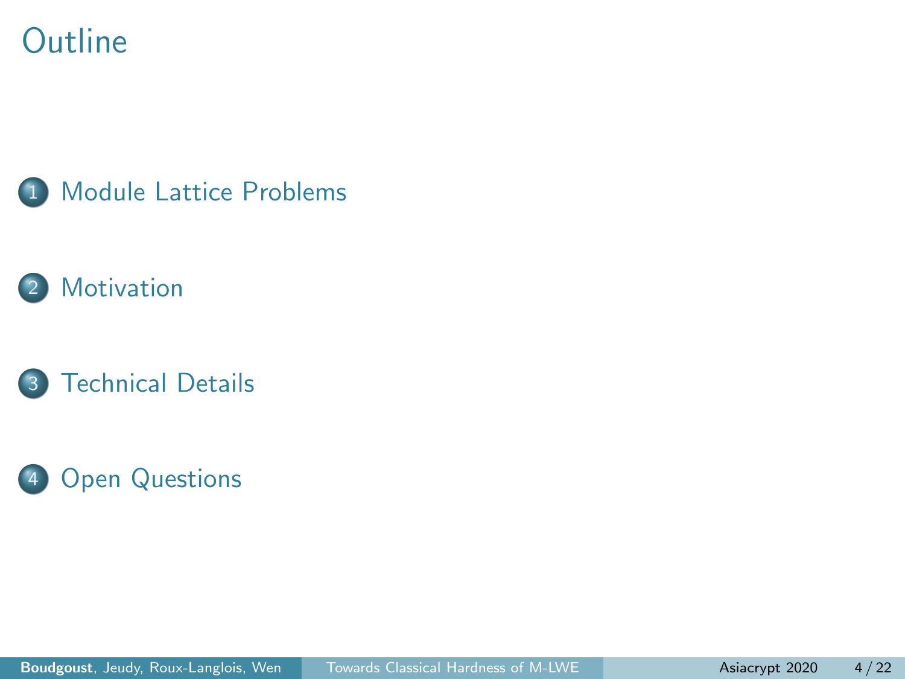# Outline

1. Module Lattice Problems
2. Motivation
3. Technical Details
4. Open Questions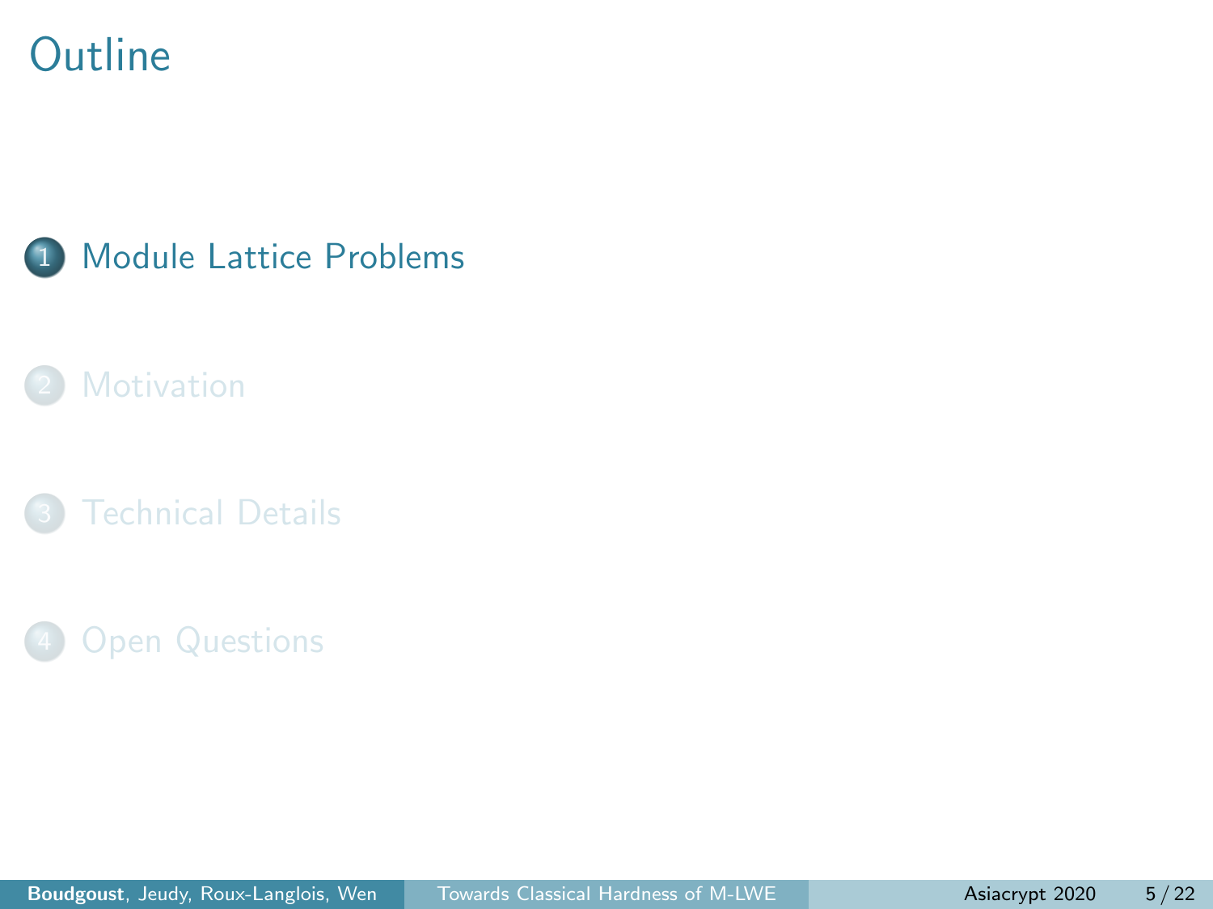# Outline

1. Module Lattice Problems
2. Motivation
3. Technical Details
4. Open Questions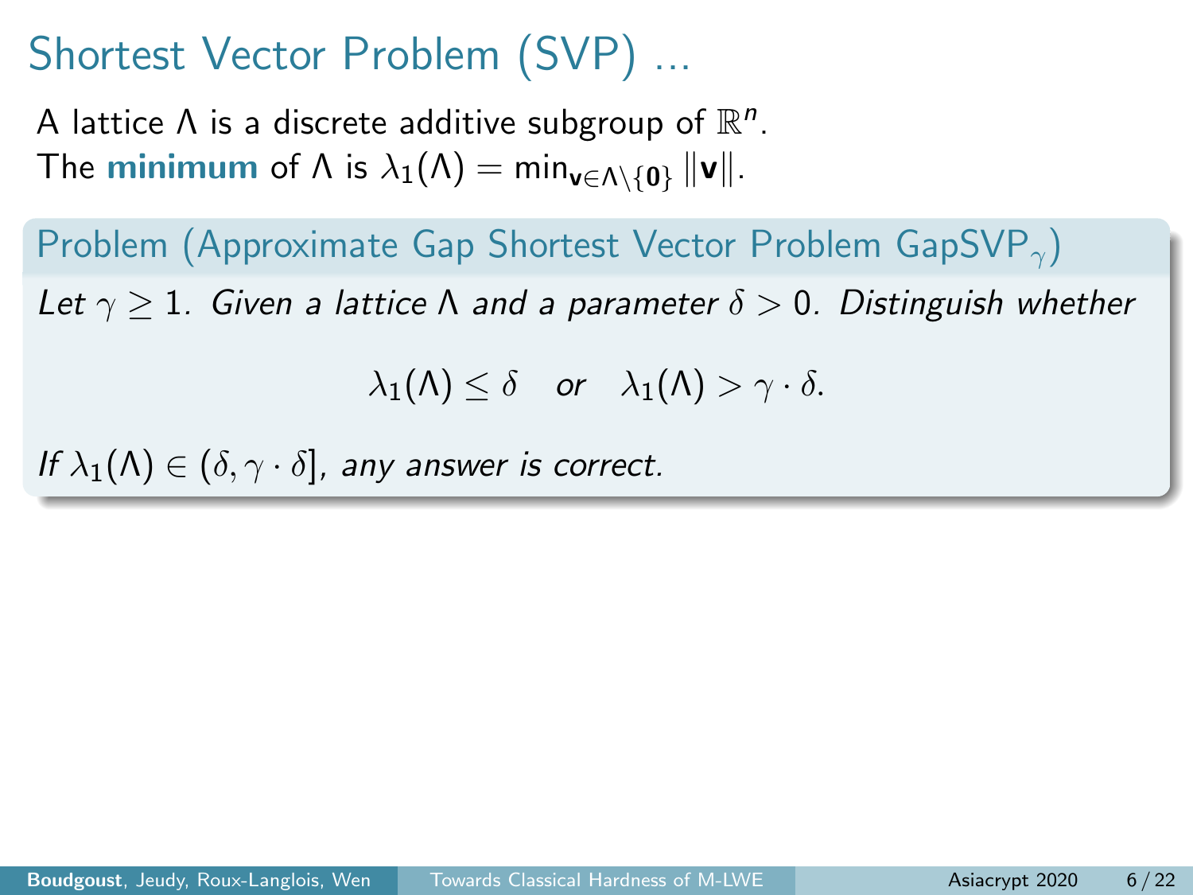# Shortest Vector Problem (SVP) ...

A lattice $\Lambda$ is a discrete additive subgroup of $\mathbb{R}^n$.
The **minimum** of $\Lambda$ is $\lambda_1(\Lambda) = \min_{\mathbf{v} \in \Lambda \setminus \{\mathbf{0}\}} \|\mathbf{v}\|$.

**Problem (Approximate Gap Shortest Vector Problem GapSVP$_\gamma$)**

*Let $\gamma \geq 1$. Given a lattice $\Lambda$ and a parameter $\delta > 0$. Distinguish whether*

$$\lambda_1(\Lambda) \leq \delta \quad \text{or} \quad \lambda_1(\Lambda) > \gamma \cdot \delta.$$

*If $\lambda_1(\Lambda) \in (\delta, \gamma \cdot \delta]$, any answer is correct.*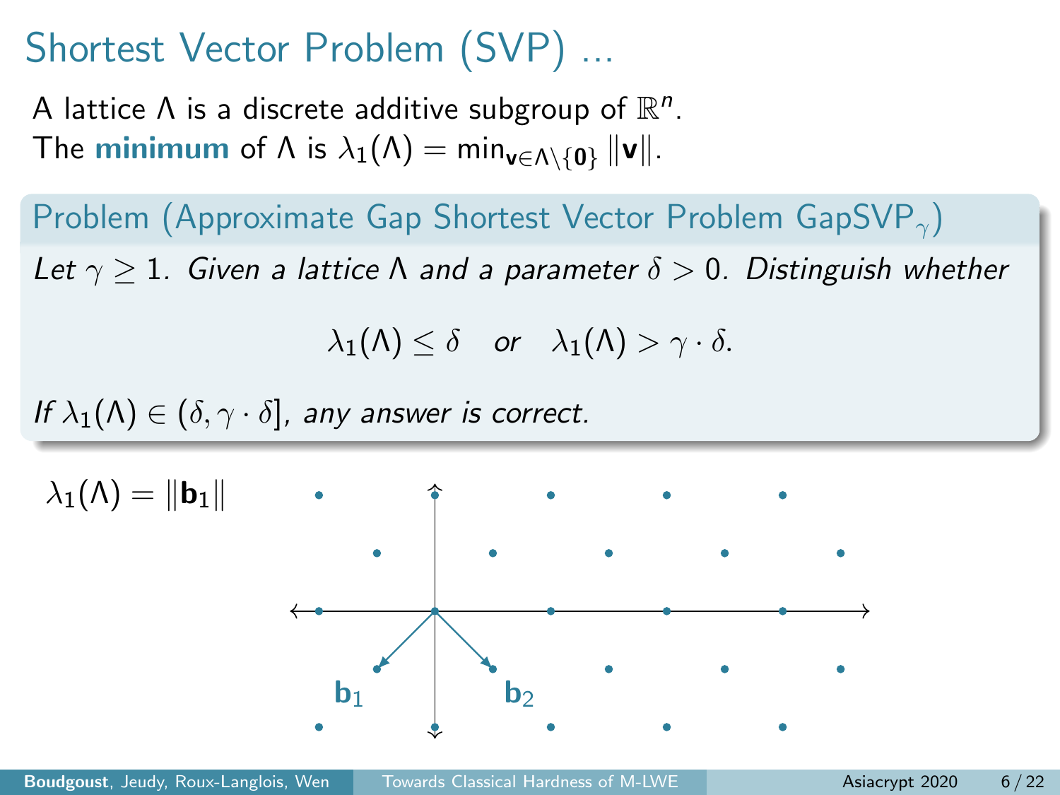# Shortest Vector Problem (SVP) ...

A lattice $\Lambda$ is a discrete additive subgroup of $\mathbb{R}^n$.
The **minimum** of $\Lambda$ is $\lambda_1(\Lambda) = \min_{\mathbf{v} \in \Lambda \setminus \{\mathbf{0}\}} \|\mathbf{v}\|$.

**Problem (Approximate Gap Shortest Vector Problem $\mathrm{GapSVP}_\gamma$)**

*Let $\gamma \geq 1$. Given a lattice $\Lambda$ and a parameter $\delta > 0$. Distinguish whether*

$$\lambda_1(\Lambda) \leq \delta \quad \text{or} \quad \lambda_1(\Lambda) > \gamma \cdot \delta.$$

*If $\lambda_1(\Lambda) \in (\delta, \gamma \cdot \delta]$, any answer is correct.*

$\lambda_1(\Lambda) = \|\mathbf{b}_1\|$

$\mathbf{b}_1$ $\mathbf{b}_2$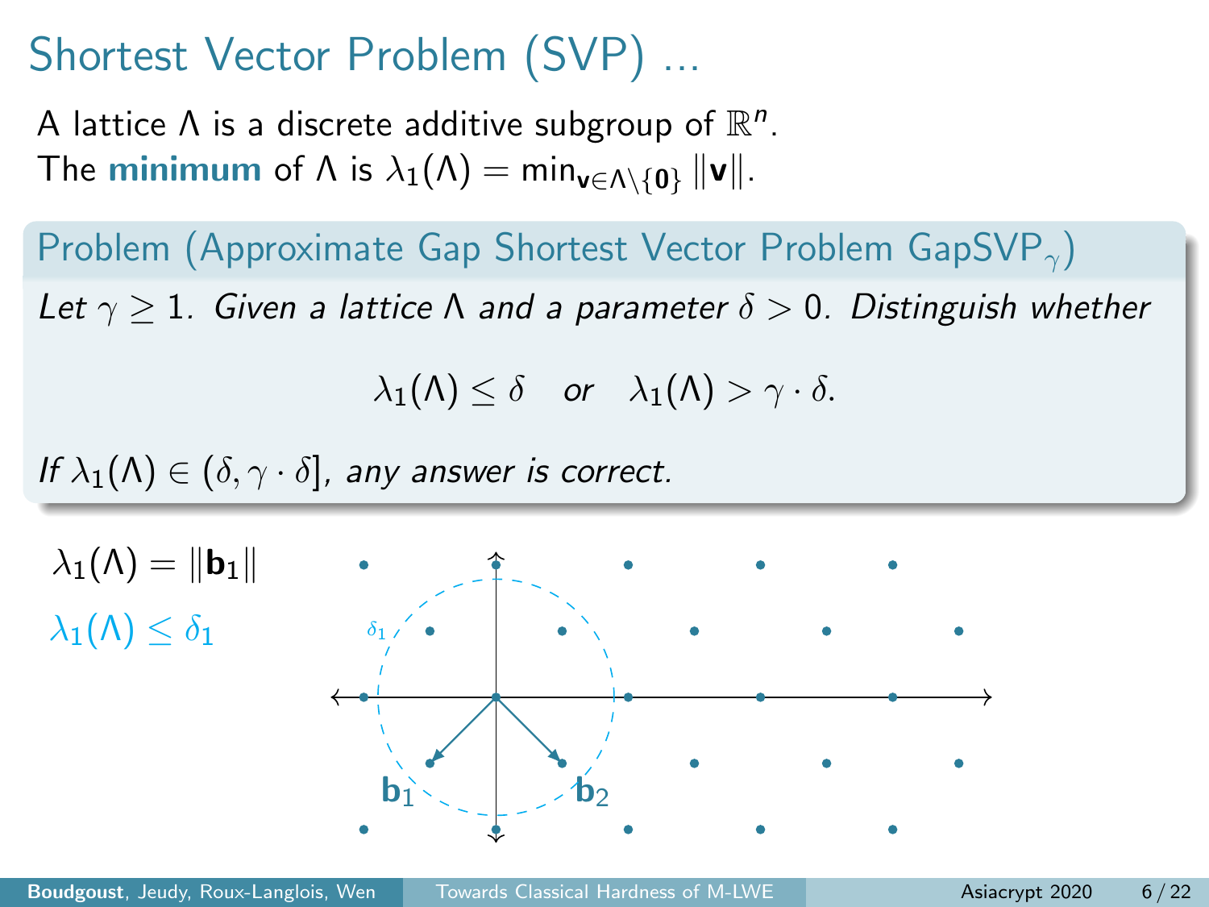# Shortest Vector Problem (SVP) ...

A lattice $\Lambda$ is a discrete additive subgroup of $\mathbb{R}^n$.
The **minimum** of $\Lambda$ is $\lambda_1(\Lambda) = \min_{\mathbf{v} \in \Lambda \setminus \{\mathbf{0}\}} \|\mathbf{v}\|$.

**Problem (Approximate Gap Shortest Vector Problem GapSVP$_\gamma$)**

*Let $\gamma \geq 1$. Given a lattice $\Lambda$ and a parameter $\delta > 0$. Distinguish whether*

$$\lambda_1(\Lambda) \leq \delta \quad \text{or} \quad \lambda_1(\Lambda) > \gamma \cdot \delta.$$

*If $\lambda_1(\Lambda) \in (\delta, \gamma \cdot \delta]$, any answer is correct.*

$\lambda_1(\Lambda) = \|\mathbf{b}_1\|$

$\lambda_1(\Lambda) \leq \delta_1$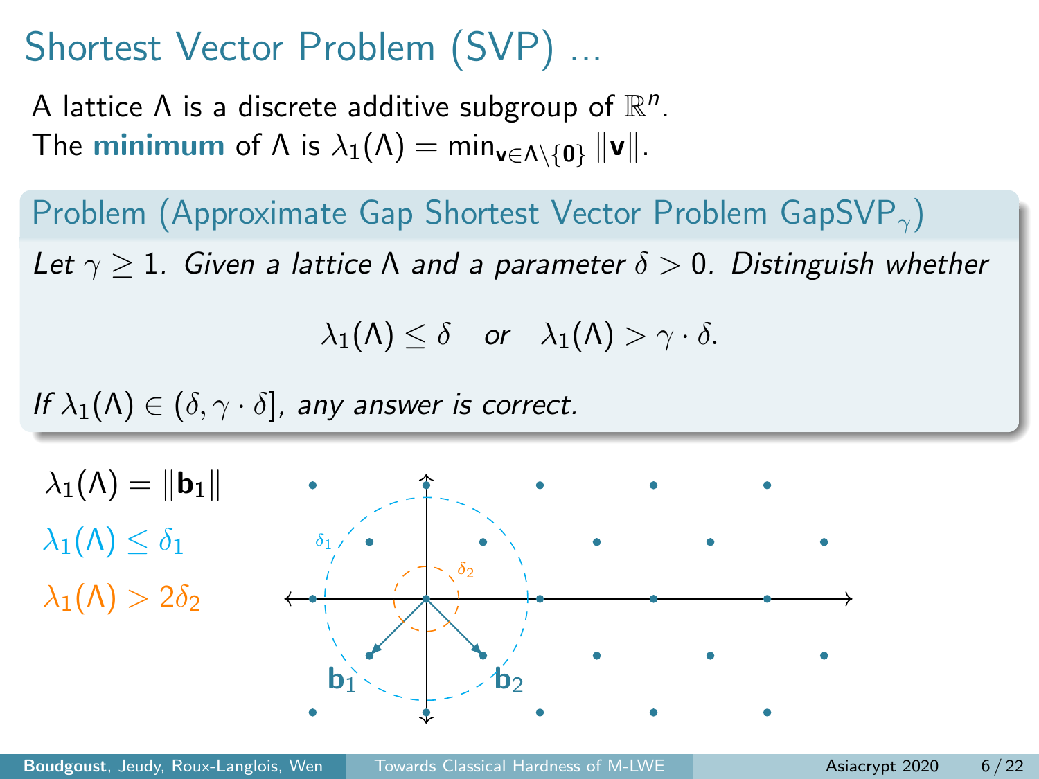# Shortest Vector Problem (SVP) ...

A lattice $\Lambda$ is a discrete additive subgroup of $\mathbb{R}^n$.
The **minimum** of $\Lambda$ is $\lambda_1(\Lambda) = \min_{\mathbf{v} \in \Lambda \setminus \{\mathbf{0}\}} \|\mathbf{v}\|$.

**Problem (Approximate Gap Shortest Vector Problem $\text{GapSVP}_\gamma$)**

*Let $\gamma \geq 1$. Given a lattice $\Lambda$ and a parameter $\delta > 0$. Distinguish whether*

$$\lambda_1(\Lambda) \leq \delta \quad \textit{or} \quad \lambda_1(\Lambda) > \gamma \cdot \delta.$$

*If $\lambda_1(\Lambda) \in (\delta, \gamma \cdot \delta]$, any answer is correct.*

$\lambda_1(\Lambda) = \|\mathbf{b}_1\|$

$\lambda_1(\Lambda) \leq \delta_1$

$\lambda_1(\Lambda) > 2\delta_2$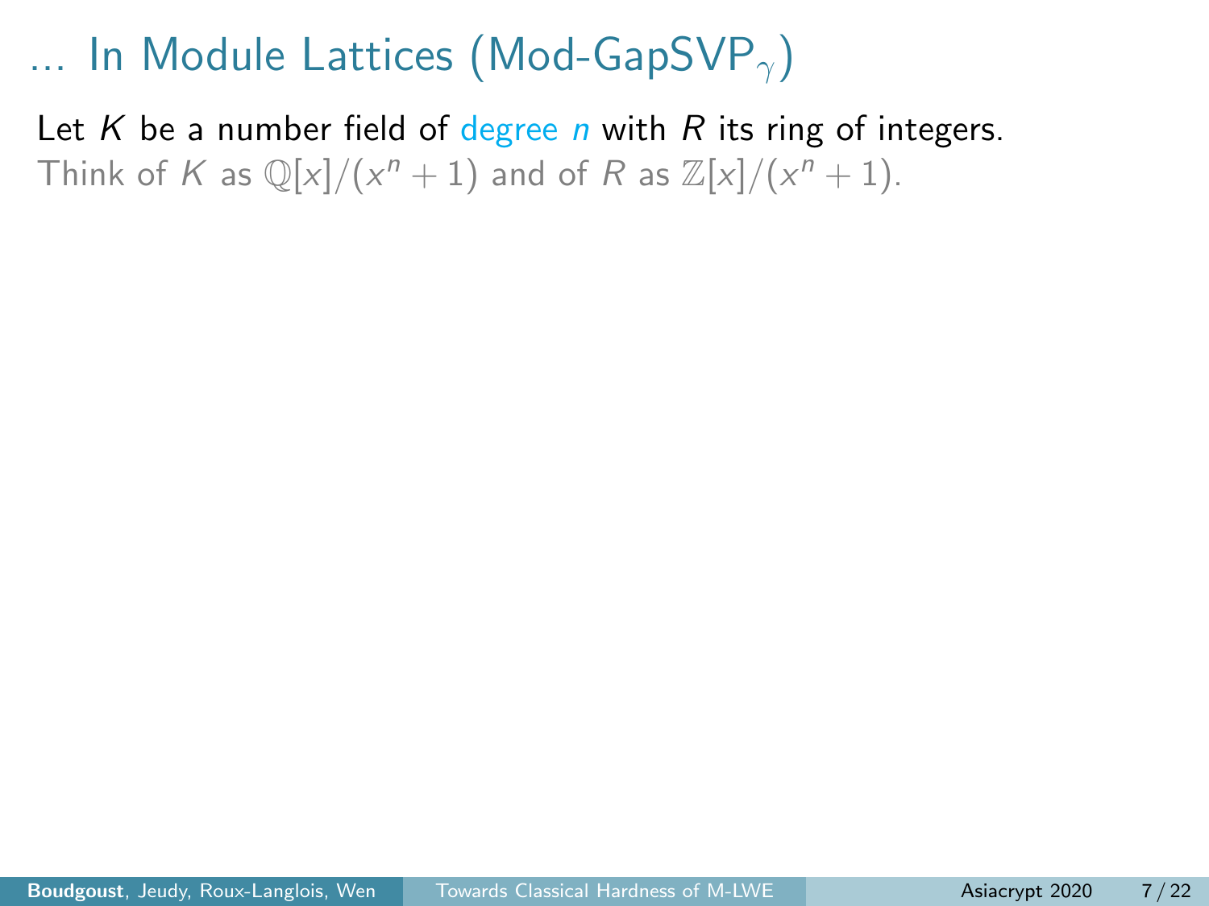# … In Module Lattices (Mod-GapSVP$_\gamma$)

Let $K$ be a number field of degree $n$ with $R$ its ring of integers.
Think of $K$ as $\mathbb{Q}[x]/(x^n + 1)$ and of $R$ as $\mathbb{Z}[x]/(x^n + 1)$.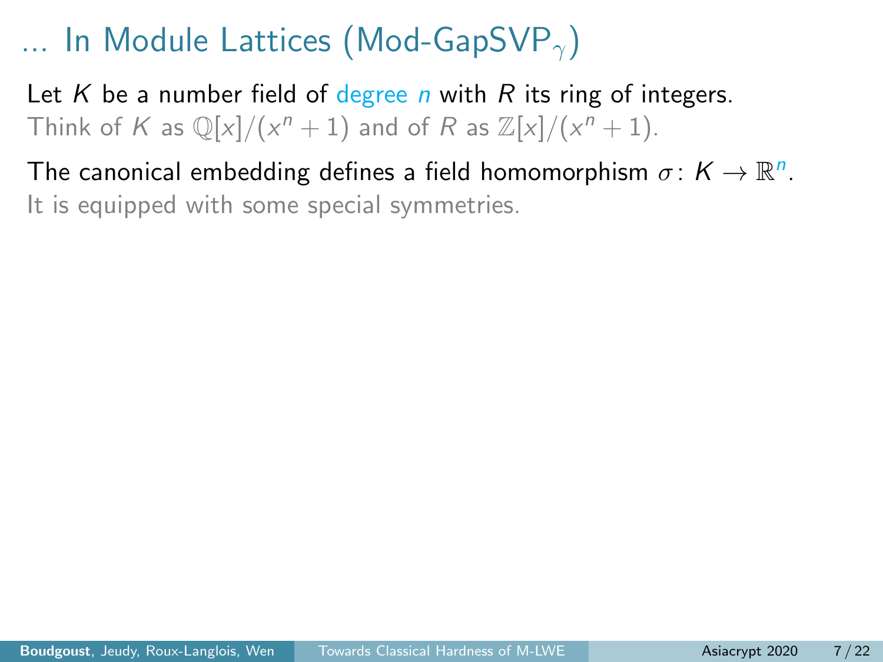# ... In Module Lattices (Mod-GapSVP$_\gamma$)

Let $K$ be a number field of degree $n$ with $R$ its ring of integers.
Think of $K$ as $\mathbb{Q}[x]/(x^n + 1)$ and of $R$ as $\mathbb{Z}[x]/(x^n + 1)$.

The canonical embedding defines a field homomorphism $\sigma \colon K \to \mathbb{R}^n$.
It is equipped with some special symmetries.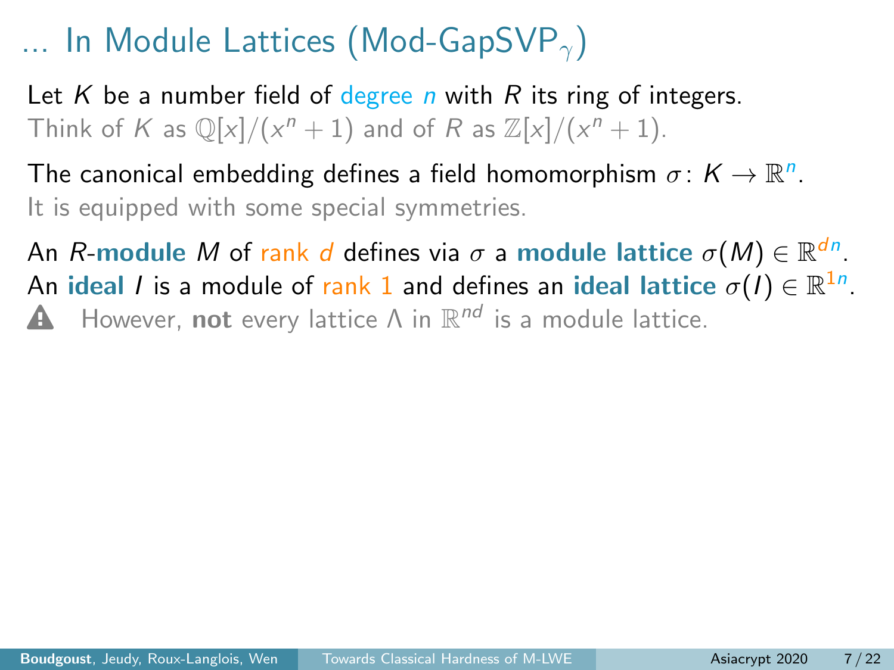# ... In Module Lattices (Mod-GapSVP$_\gamma$)

Let $K$ be a number field of degree $n$ with $R$ its ring of integers.
Think of $K$ as $\mathbb{Q}[x]/(x^n + 1)$ and of $R$ as $\mathbb{Z}[x]/(x^n + 1)$.

The canonical embedding defines a field homomorphism $\sigma \colon K \to \mathbb{R}^n$.
It is equipped with some special symmetries.

An $R$-**module** $M$ of rank $d$ defines via $\sigma$ a **module lattice** $\sigma(M) \in \mathbb{R}^{dn}$.
An **ideal** $I$ is a module of rank 1 and defines an **ideal lattice** $\sigma(I) \in \mathbb{R}^{1n}$.
However, **not** every lattice $\Lambda$ in $\mathbb{R}^{nd}$ is a module lattice.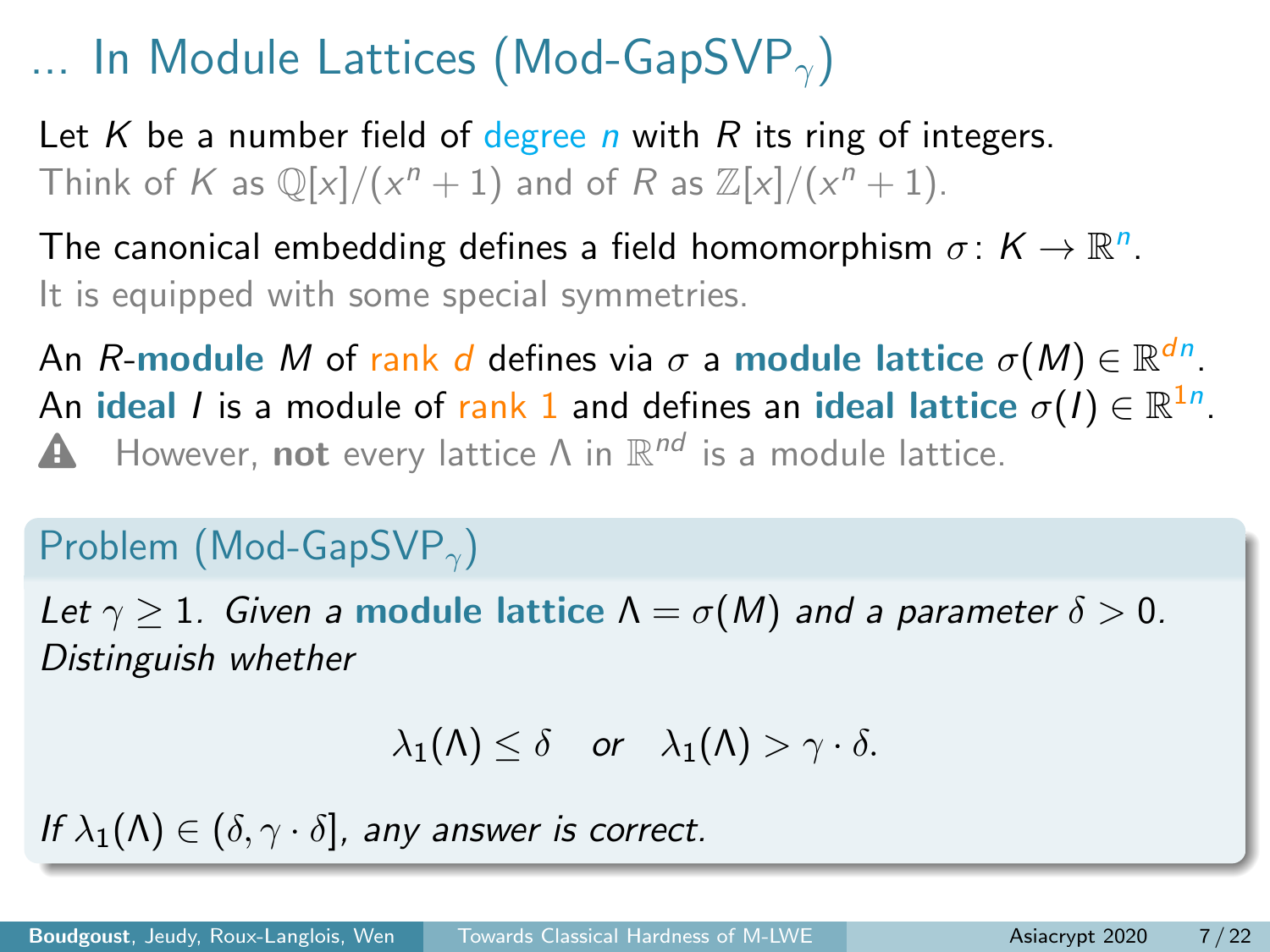# … In Module Lattices (Mod-GapSVP$_\gamma$)

Let $K$ be a number field of degree $n$ with $R$ its ring of integers.
Think of $K$ as $\mathbb{Q}[x]/(x^n+1)$ and of $R$ as $\mathbb{Z}[x]/(x^n+1)$.

The canonical embedding defines a field homomorphism $\sigma \colon K \to \mathbb{R}^n$.
It is equipped with some special symmetries.

An $R$-**module** $M$ of rank $d$ defines via $\sigma$ a **module lattice** $\sigma(M) \in \mathbb{R}^{dn}$.
An **ideal** $I$ is a module of rank 1 and defines an **ideal lattice** $\sigma(I) \in \mathbb{R}^{1n}$.
⚠ However, **not** every lattice $\Lambda$ in $\mathbb{R}^{nd}$ is a module lattice.

**Problem (Mod-GapSVP$_\gamma$)**

*Let $\gamma \geq 1$. Given a* **module lattice** $\Lambda = \sigma(M)$ *and a parameter* $\delta > 0$. *Distinguish whether*

$$\lambda_1(\Lambda) \leq \delta \quad or \quad \lambda_1(\Lambda) > \gamma \cdot \delta.$$

*If $\lambda_1(\Lambda) \in (\delta, \gamma \cdot \delta]$, any answer is correct.*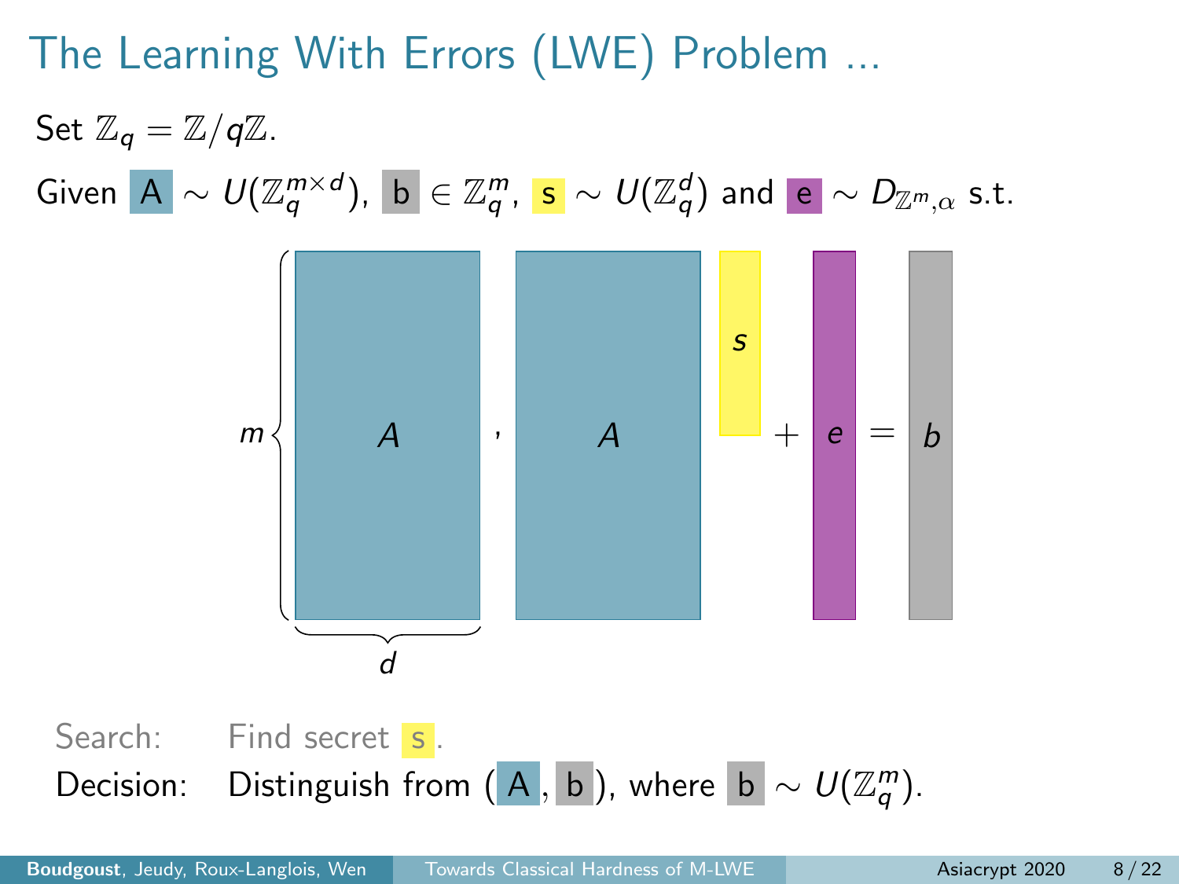# The Learning With Errors (LWE) Problem ...

Set $\mathbb{Z}_q = \mathbb{Z}/q\mathbb{Z}$.

Given $A \sim U(\mathbb{Z}_q^{m \times d})$, $b \in \mathbb{Z}_q^m$, $s \sim U(\mathbb{Z}_q^d)$ and $e \sim D_{\mathbb{Z}^m,\alpha}$ s.t.

$$\underbrace{A}_{m \times d}, \quad A \cdot s + e = b$$

Search: Find secret $s$.

Decision: Distinguish from $(A, b)$, where $b \sim U(\mathbb{Z}_q^m)$.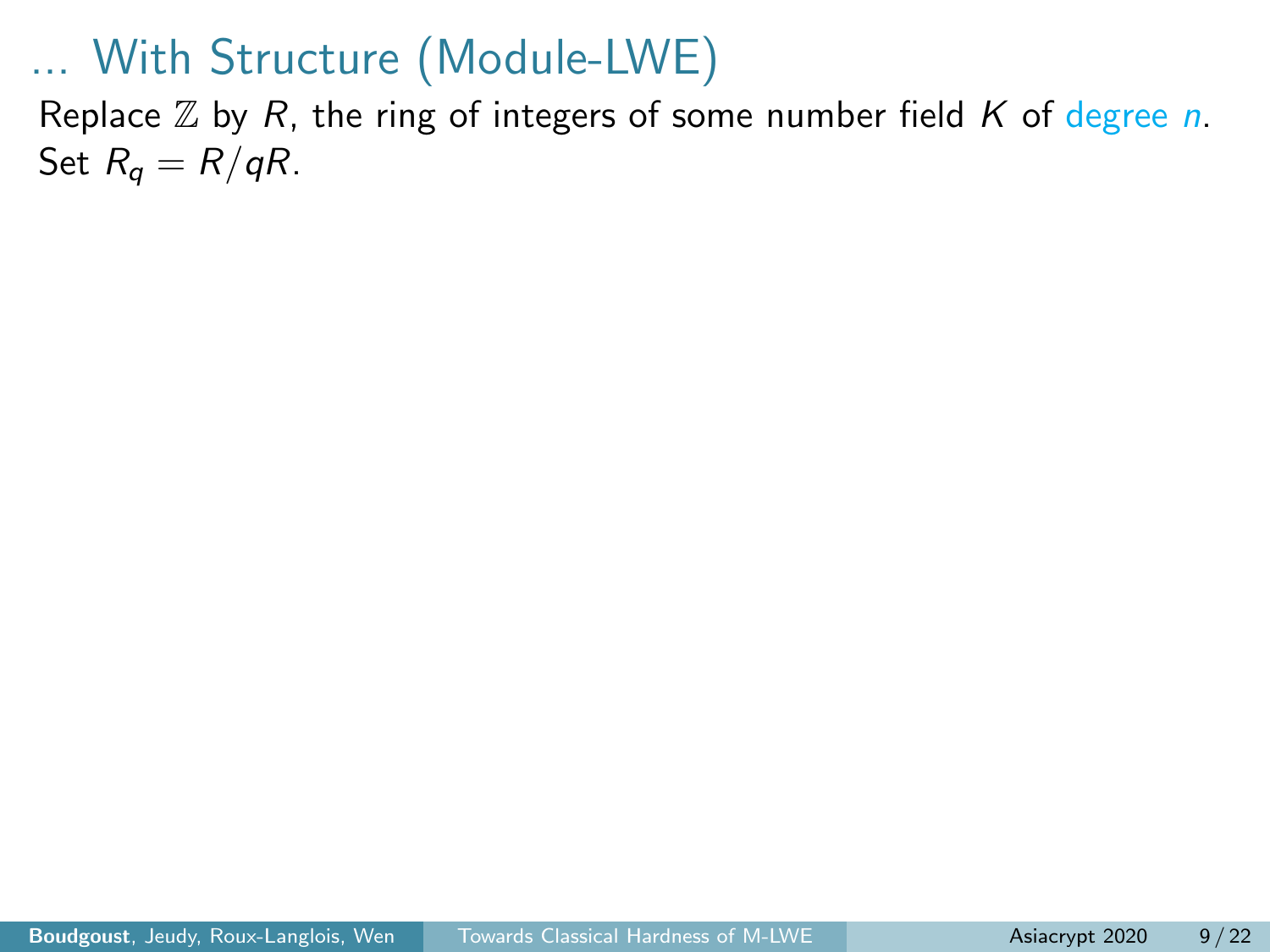# … With Structure (Module-LWE)

Replace $\mathbb{Z}$ by $R$, the ring of integers of some number field $K$ of degree $n$.
Set $R_q = R/qR$.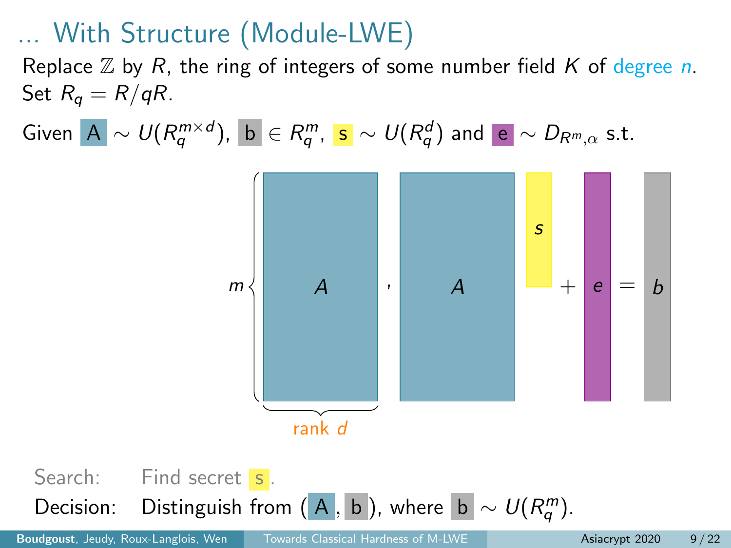# ... With Structure (Module-LWE)

Replace $\mathbb{Z}$ by $R$, the ring of integers of some number field $K$ of degree $n$.
Set $R_q = R/qR$.

Given $A \sim U(R_q^{m \times d})$, $b \in R_q^m$, $s \sim U(R_q^d)$ and $e \sim D_{R^m,\alpha}$ s.t.

$$m \left\{ \underbrace{A}_{\text{rank } d} \right., \quad A \cdot s + e = b$$

Search: Find secret $s$.

Decision: Distinguish from $(A, b)$, where $b \sim U(R_q^m)$.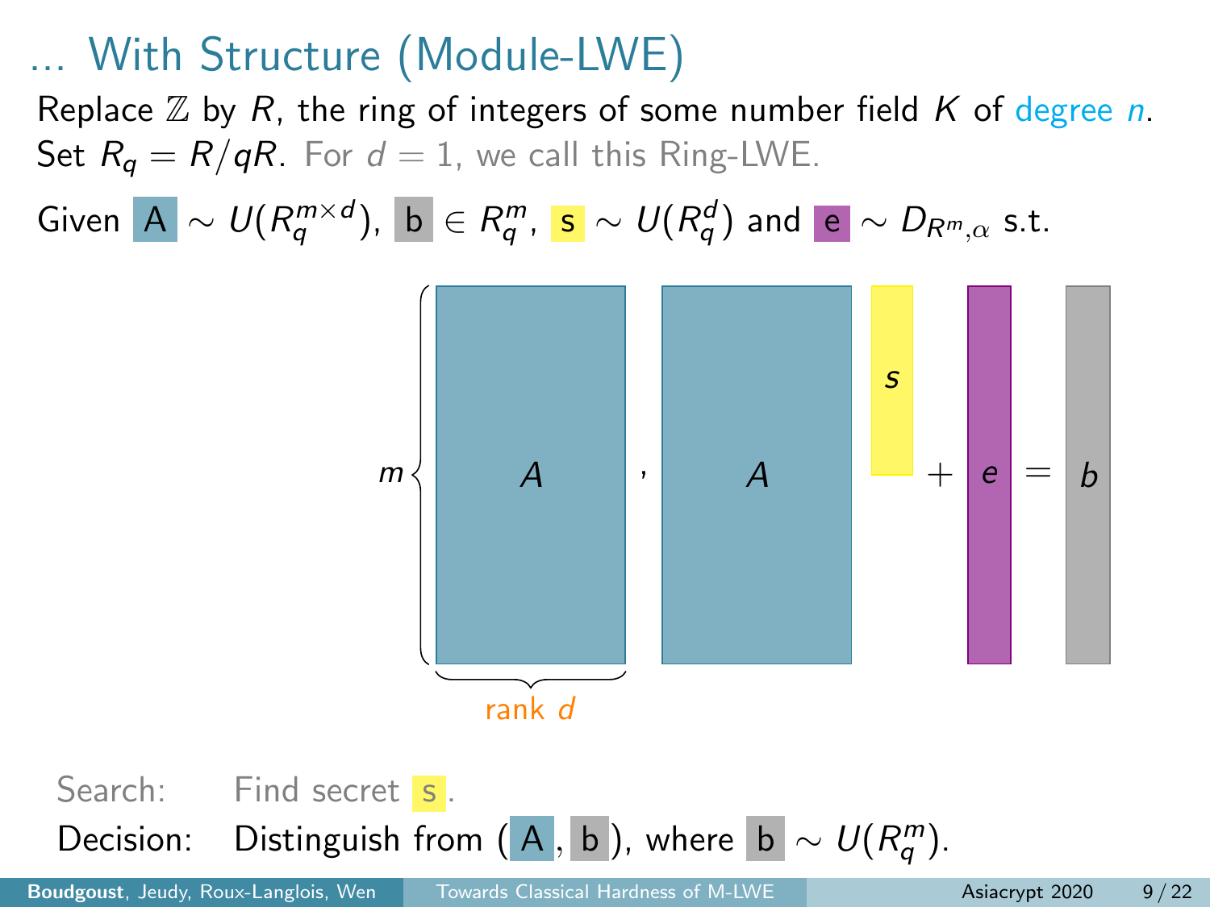# ... With Structure (Module-LWE)

Replace $\mathbb{Z}$ by $R$, the ring of integers of some number field $K$ of degree $n$.
Set $R_q = R/qR$. For $d = 1$, we call this Ring-LWE.

Given $A \sim U(R_q^{m \times d})$, $b \in R_q^m$, $s \sim U(R_q^d)$ and $e \sim D_{R^m,\alpha}$ s.t.

$$m\left\{ \underbrace{A}_{\text{rank } d} \right., \quad A \cdot s + e = b$$

Search: Find secret $s$.

Decision: Distinguish from $(A, b)$, where $b \sim U(R_q^m)$.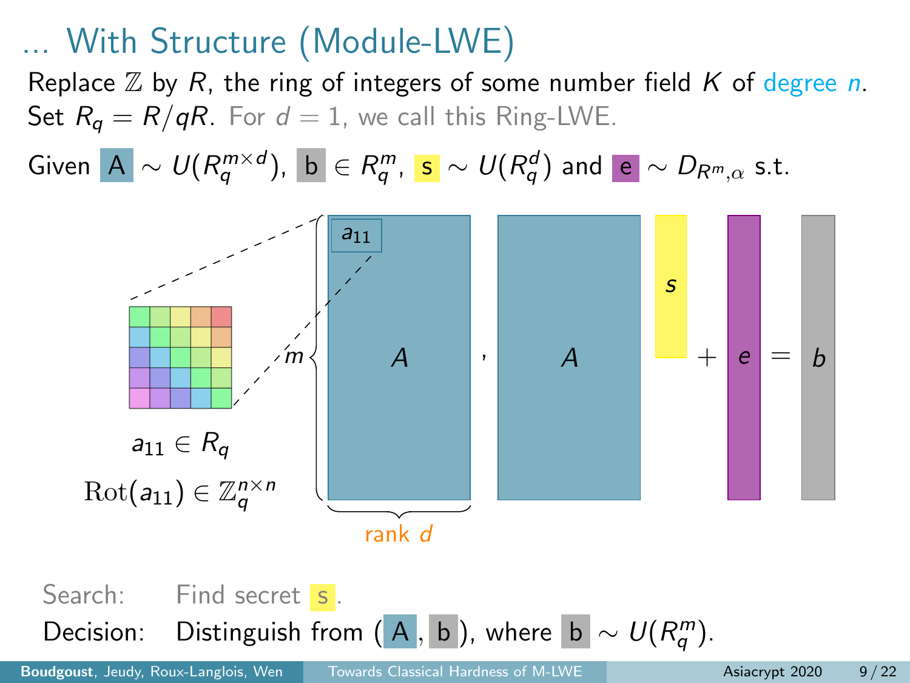# … With Structure (Module-LWE)

Replace $\mathbb{Z}$ by $R$, the ring of integers of some number field $K$ of degree $n$.
Set $R_q = R/qR$. For $d = 1$, we call this Ring-LWE.

Given $A \sim U(R_q^{m \times d})$, $b \in R_q^m$, $s \sim U(R_q^d)$ and $e \sim D_{R^m,\alpha}$ s.t.

$a_{11} \in R_q$

$\mathrm{Rot}(a_{11}) \in \mathbb{Z}_q^{n \times n}$

$$A \; , \; A \cdot s + e = b$$

($A$ has $m$ rows and rank $d$)

Search: Find secret $s$.

Decision: Distinguish from $(A, b)$, where $b \sim U(R_q^m)$.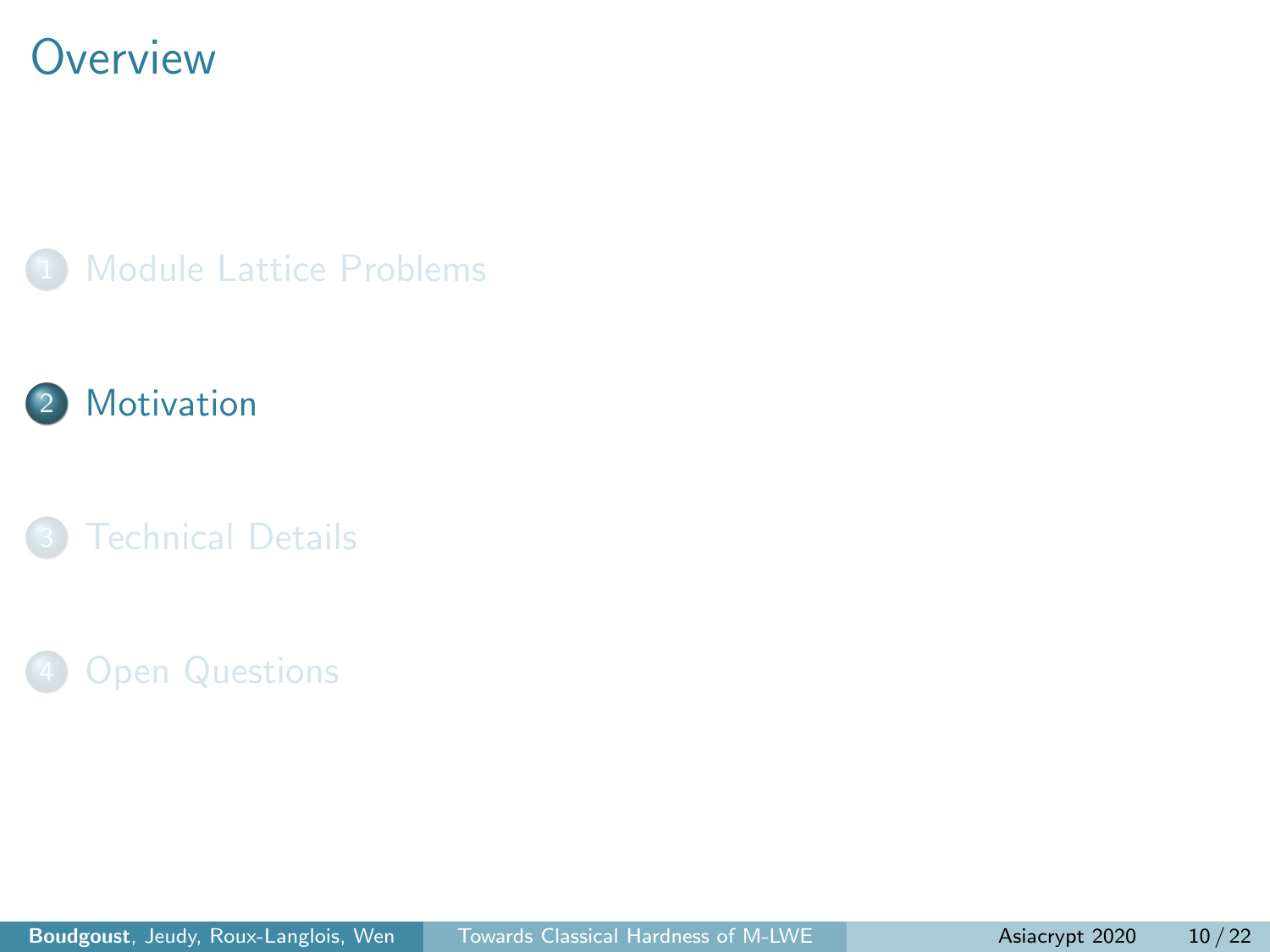# Overview

1. Module Lattice Problems
2. Motivation
3. Technical Details
4. Open Questions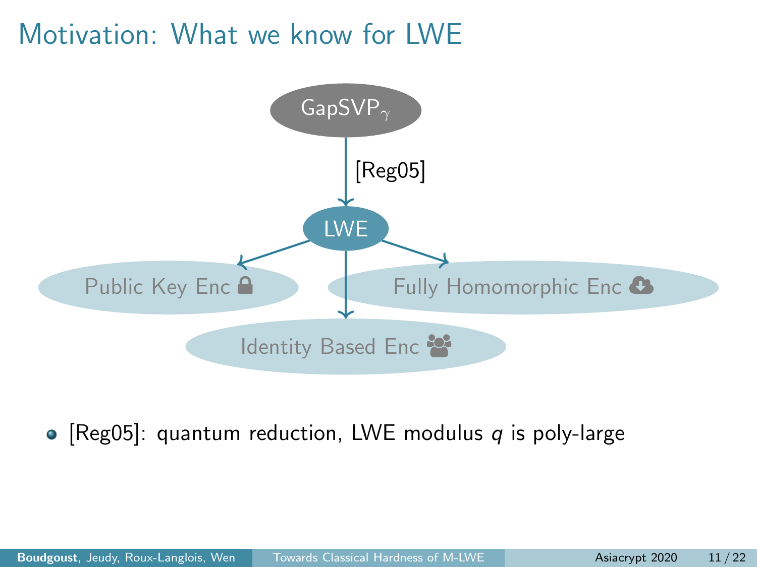# Motivation: What we know for LWE

$\text{GapSVP}_\gamma$

[Reg05]

LWE

Public Key Enc

Fully Homomorphic Enc

Identity Based Enc

- [Reg05]: quantum reduction, LWE modulus $q$ is poly-large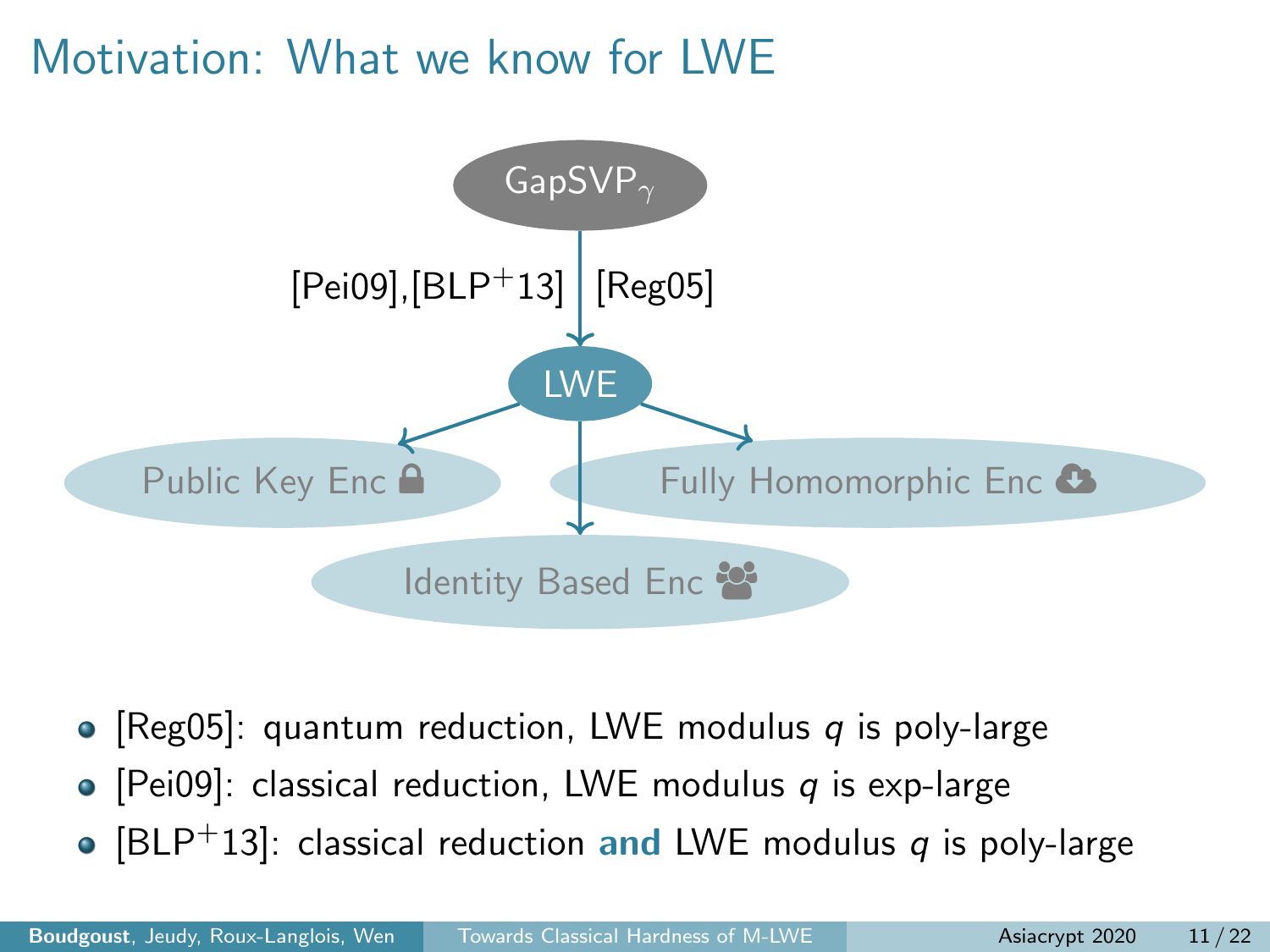# Motivation: What we know for LWE

$\text{GapSVP}_\gamma$

[Pei09],[BLP+13] | [Reg05]

LWE

Public Key Enc | Identity Based Enc | Fully Homomorphic Enc

- [Reg05]: quantum reduction, LWE modulus $q$ is poly-large
- [Pei09]: classical reduction, LWE modulus $q$ is exp-large
- [BLP+13]: classical reduction **and** LWE modulus $q$ is poly-large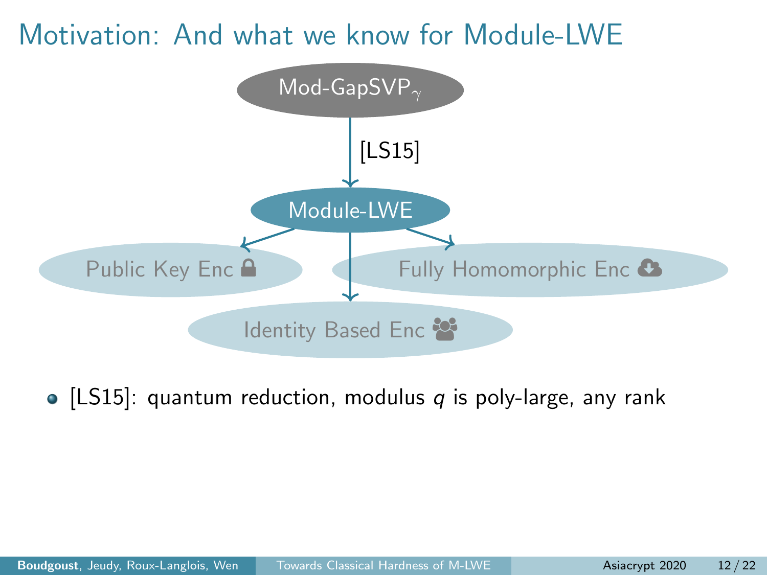# Motivation: And what we know for Module-LWE

Mod-GapSVP$_\gamma$

[LS15]

Module-LWE

Public Key Enc

Fully Homomorphic Enc

Identity Based Enc

- [LS15]: quantum reduction, modulus $q$ is poly-large, any rank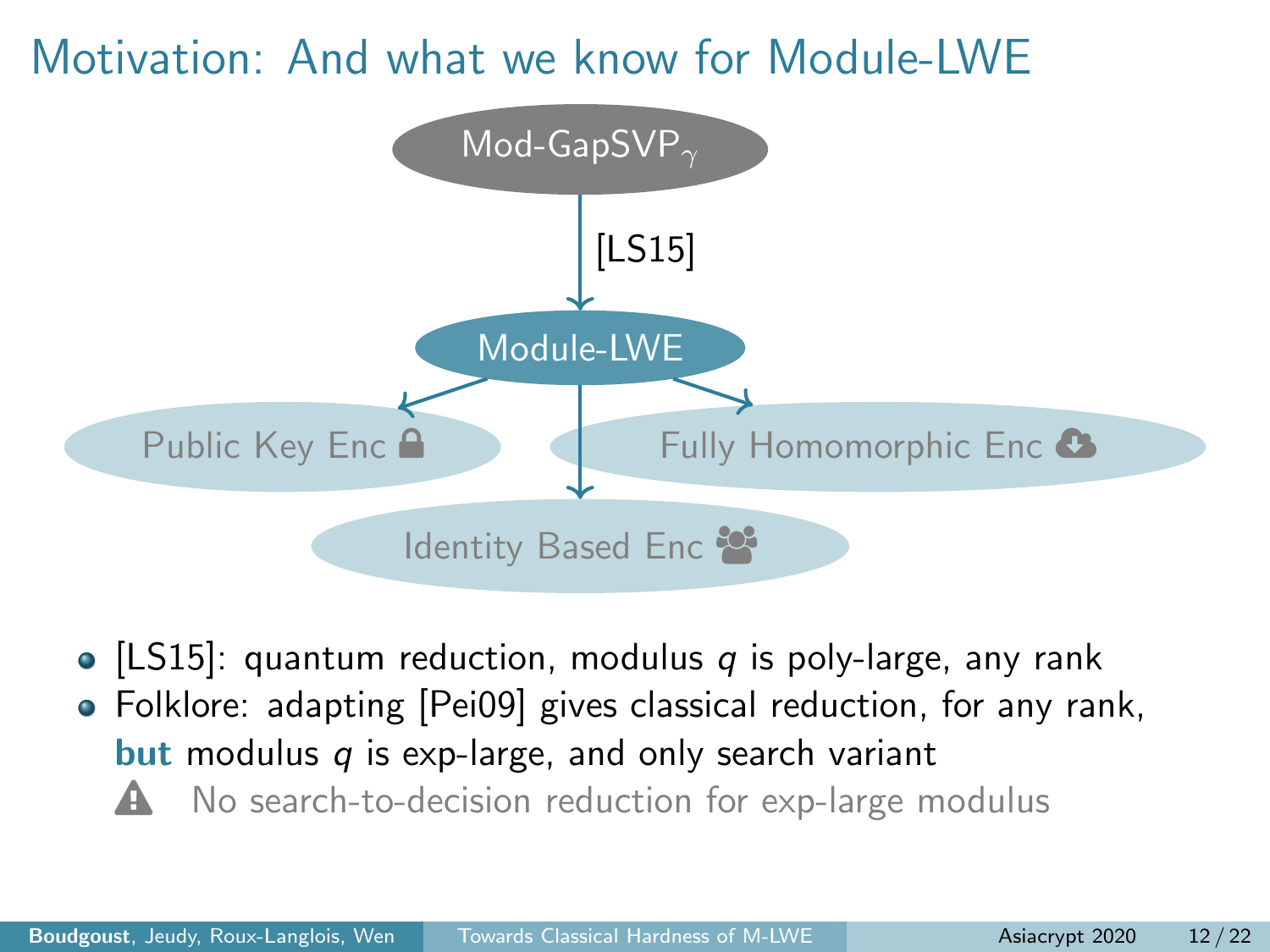# Motivation: And what we know for Module-LWE

Mod-GapSVP$_\gamma$

[LS15]

Module-LWE

Public Key Enc

Fully Homomorphic Enc

Identity Based Enc

- [LS15]: quantum reduction, modulus $q$ is poly-large, any rank
- Folklore: adapting [Pei09] gives classical reduction, for any rank, **but** modulus $q$ is exp-large, and only search variant

  ⚠ No search-to-decision reduction for exp-large modulus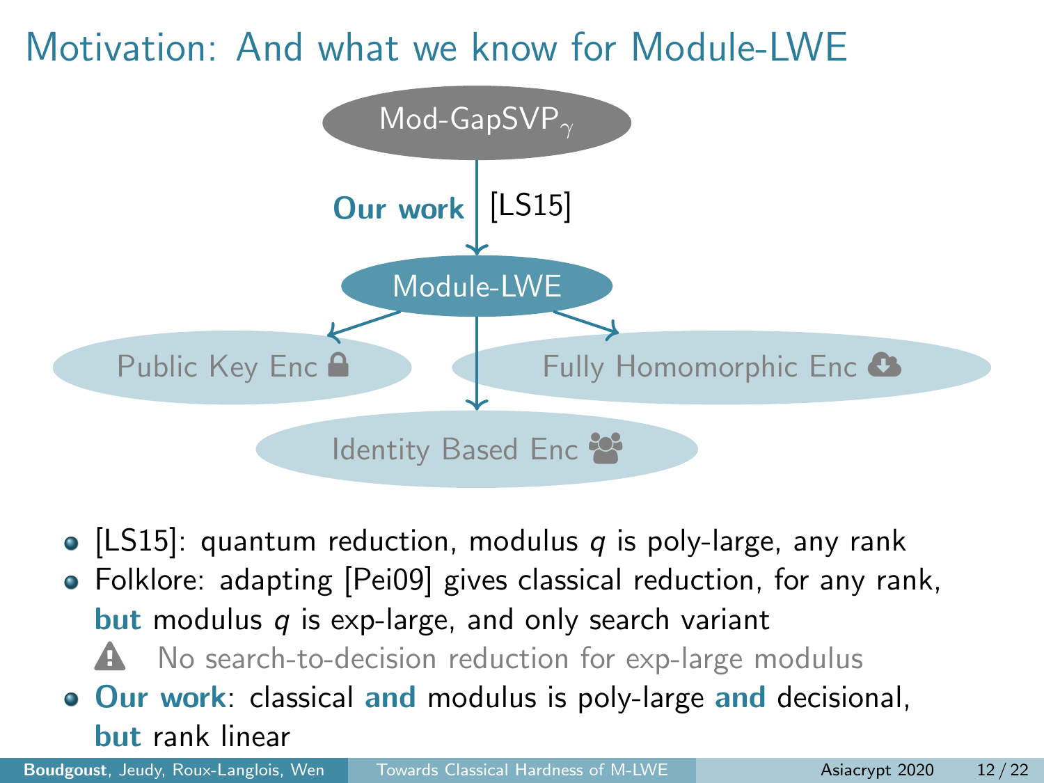# Motivation: And what we know for Module-LWE

Mod-GapSVP$_\gamma$

**Our work** | [LS15]

Module-LWE

Public Key Enc

Fully Homomorphic Enc

Identity Based Enc

- [LS15]: quantum reduction, modulus $q$ is poly-large, any rank
- Folklore: adapting [Pei09] gives classical reduction, for any rank, **but** modulus $q$ is exp-large, and only search variant
  - ⚠ No search-to-decision reduction for exp-large modulus
- **Our work**: classical **and** modulus is poly-large **and** decisional, **but** rank linear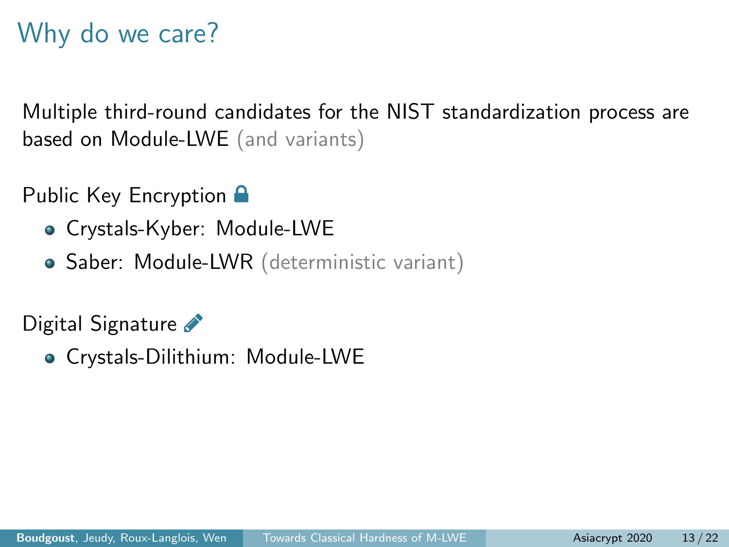# Why do we care?

Multiple third-round candidates for the NIST standardization process are based on Module-LWE (and variants)

Public Key Encryption

- Crystals-Kyber: Module-LWE
- Saber: Module-LWR (deterministic variant)

Digital Signature

- Crystals-Dilithium: Module-LWE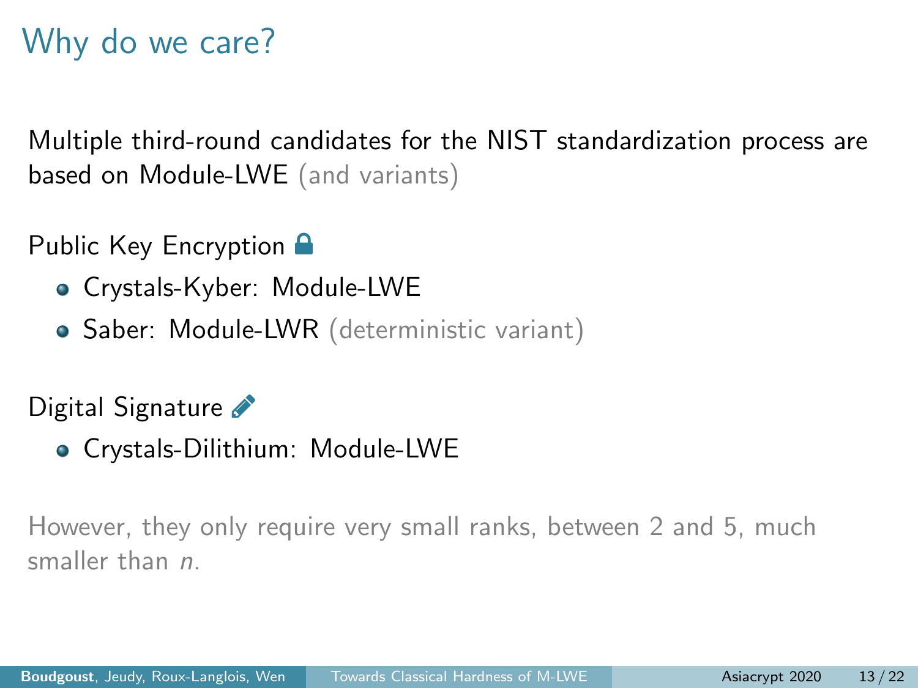# Why do we care?

Multiple third-round candidates for the NIST standardization process are based on Module-LWE (and variants)

Public Key Encryption

- Crystals-Kyber: Module-LWE
- Saber: Module-LWR (deterministic variant)

Digital Signature

- Crystals-Dilithium: Module-LWE

However, they only require very small ranks, between 2 and 5, much smaller than $n$.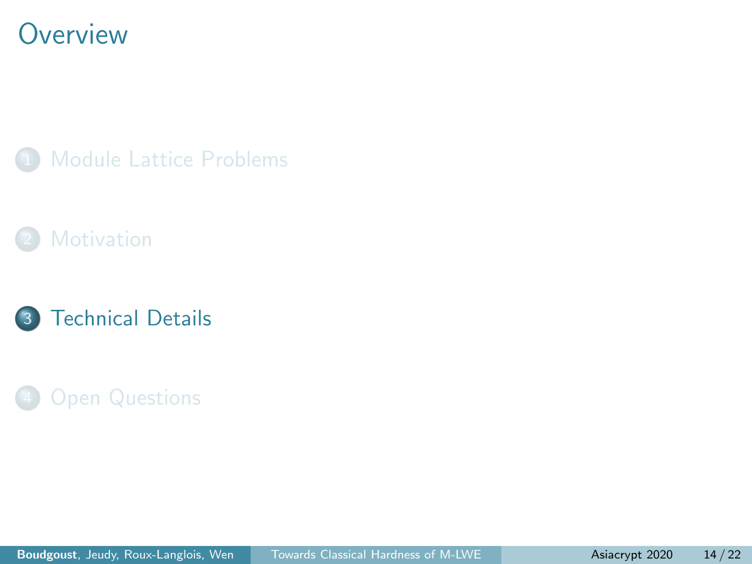# Overview

1. Module Lattice Problems
2. Motivation
3. Technical Details
4. Open Questions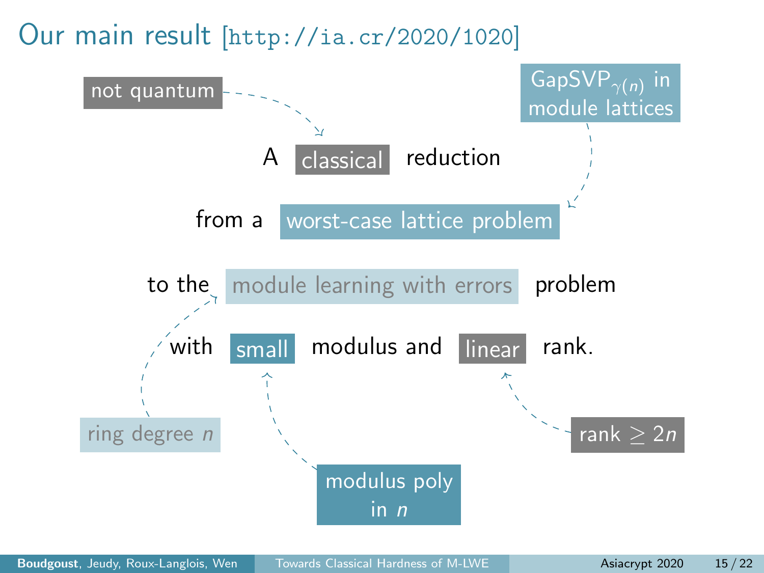# Our main result [http://ia.cr/2020/1020]

A classical reduction

from a worst-case lattice problem

to the module learning with errors problem

with small modulus and linear rank.

- not quantum → classical
- GapSVP$_{\gamma(n)}$ in module lattices → worst-case lattice problem
- ring degree $n$ → module learning with errors
- modulus poly in $n$ → small
- rank $\geq 2n$ → linear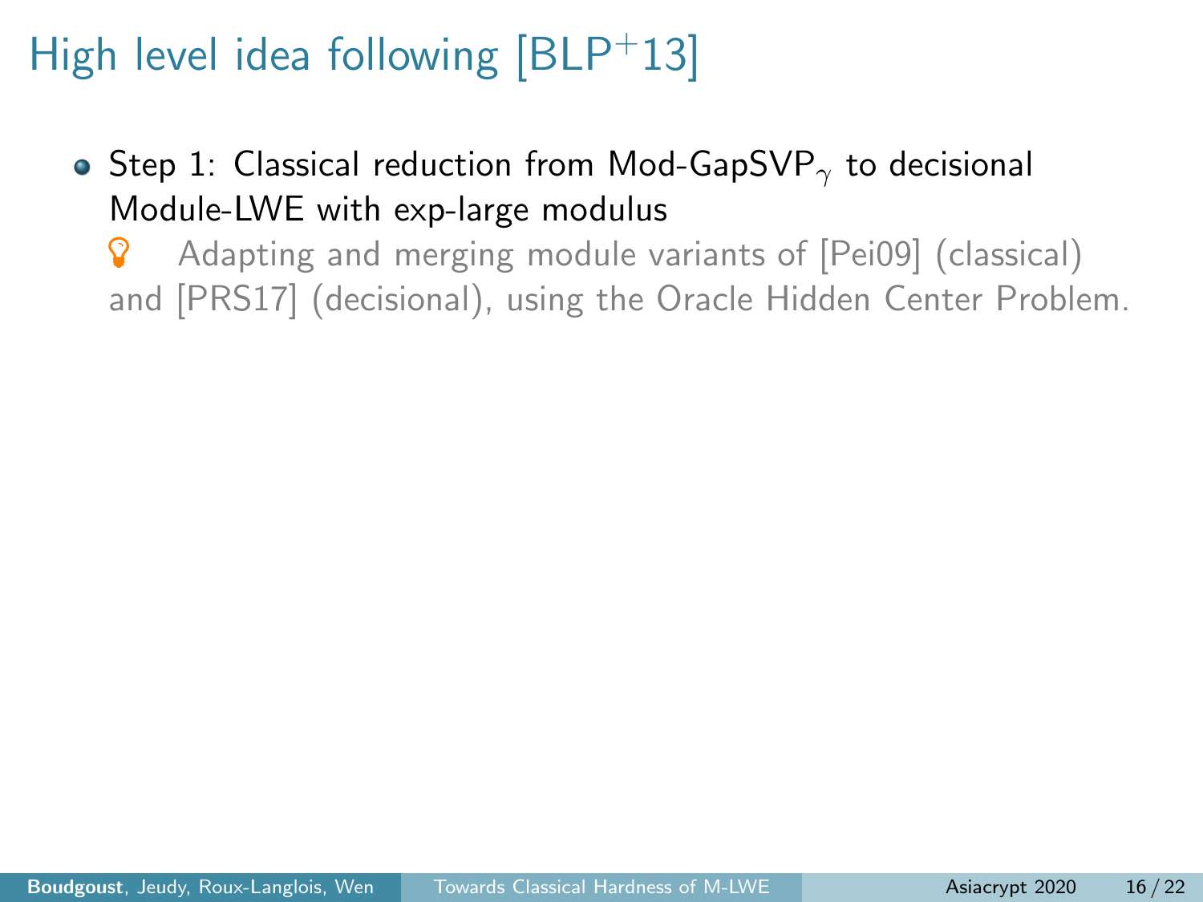# High level idea following [BLP$^+$13]

- Step 1: Classical reduction from Mod-GapSVP$_\gamma$ to decisional Module-LWE with exp-large modulus

  Adapting and merging module variants of [Pei09] (classical) and [PRS17] (decisional), using the Oracle Hidden Center Problem.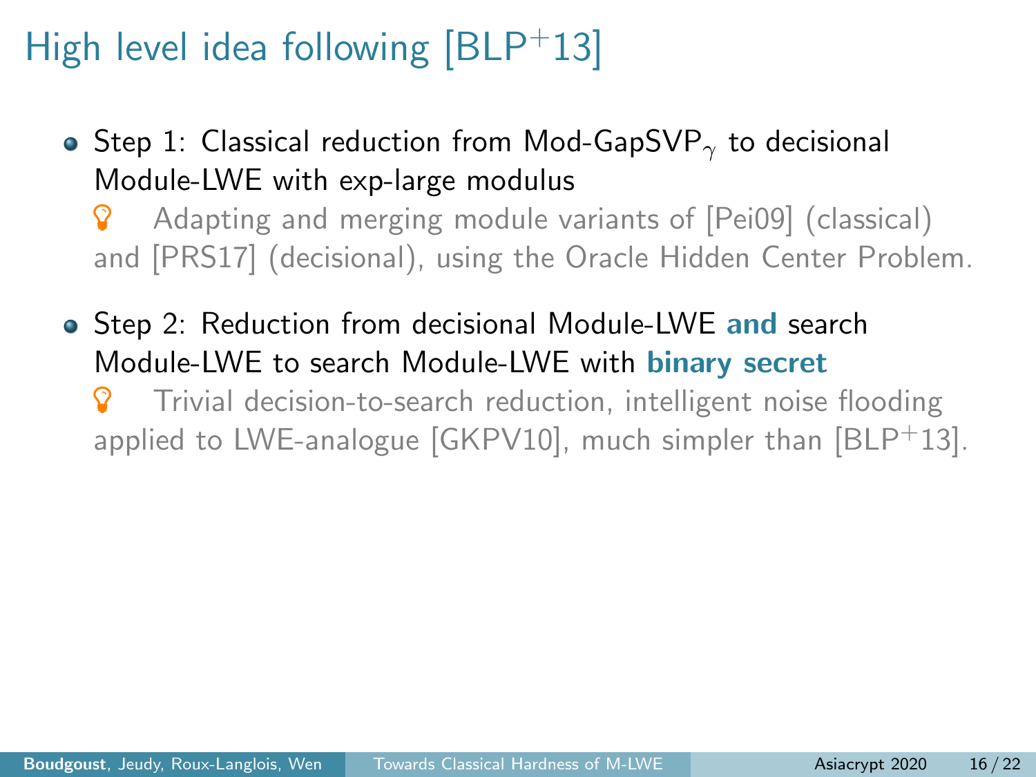# High level idea following [BLP$^+$13]

- Step 1: Classical reduction from Mod-GapSVP$_\gamma$ to decisional Module-LWE with exp-large modulus

  Adapting and merging module variants of [Pei09] (classical) and [PRS17] (decisional), using the Oracle Hidden Center Problem.

- Step 2: Reduction from decisional Module-LWE **and** search Module-LWE to search Module-LWE with **binary secret**

  Trivial decision-to-search reduction, intelligent noise flooding applied to LWE-analogue [GKPV10], much simpler than [BLP$^+$13].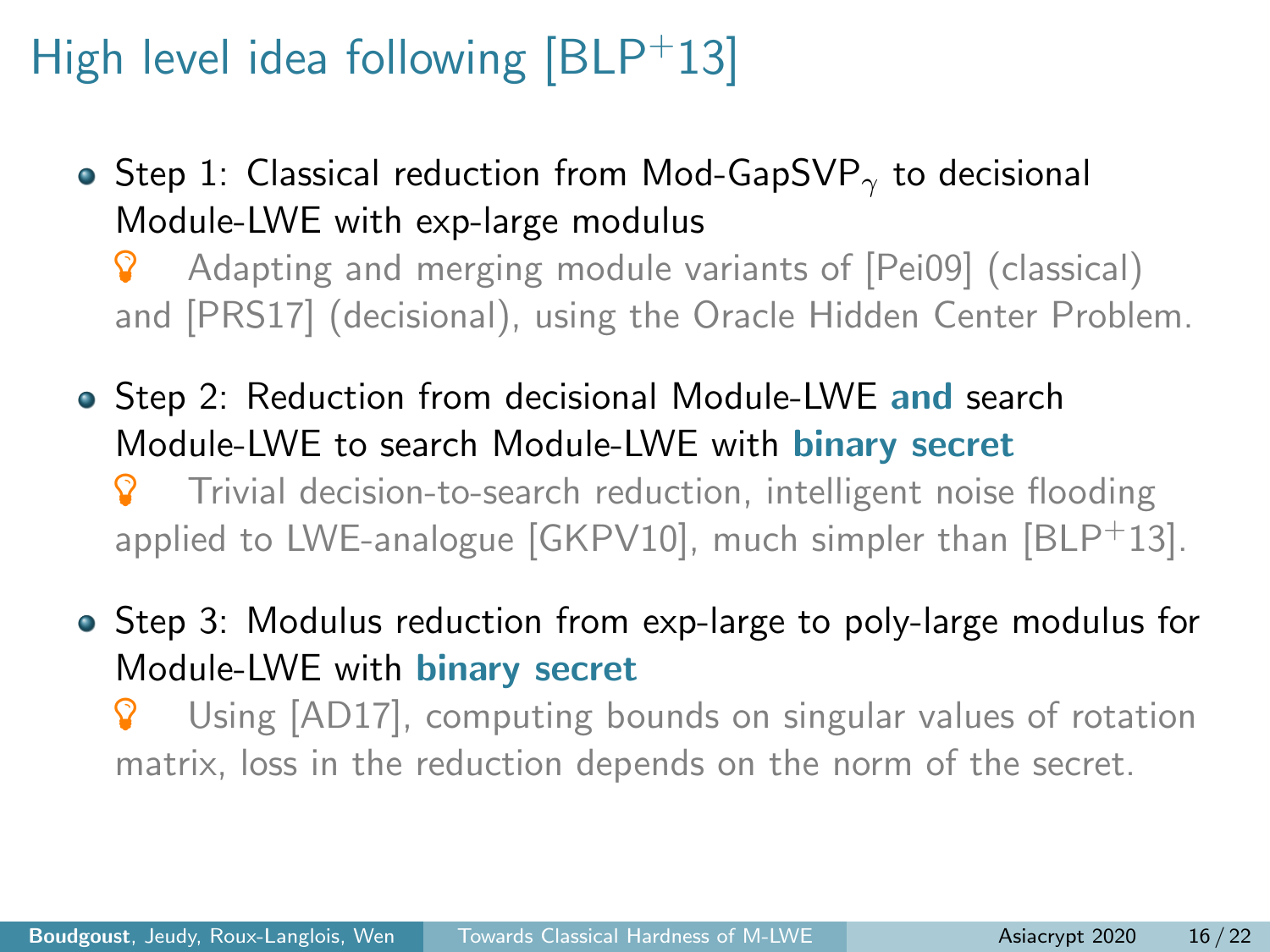# High level idea following [BLP$^+$13]

- Step 1: Classical reduction from Mod-GapSVP$_\gamma$ to decisional Module-LWE with exp-large modulus

  Adapting and merging module variants of [Pei09] (classical) and [PRS17] (decisional), using the Oracle Hidden Center Problem.

- Step 2: Reduction from decisional Module-LWE **and** search Module-LWE to search Module-LWE with **binary secret**

  Trivial decision-to-search reduction, intelligent noise flooding applied to LWE-analogue [GKPV10], much simpler than [BLP$^+$13].

- Step 3: Modulus reduction from exp-large to poly-large modulus for Module-LWE with **binary secret**

  Using [AD17], computing bounds on singular values of rotation matrix, loss in the reduction depends on the norm of the secret.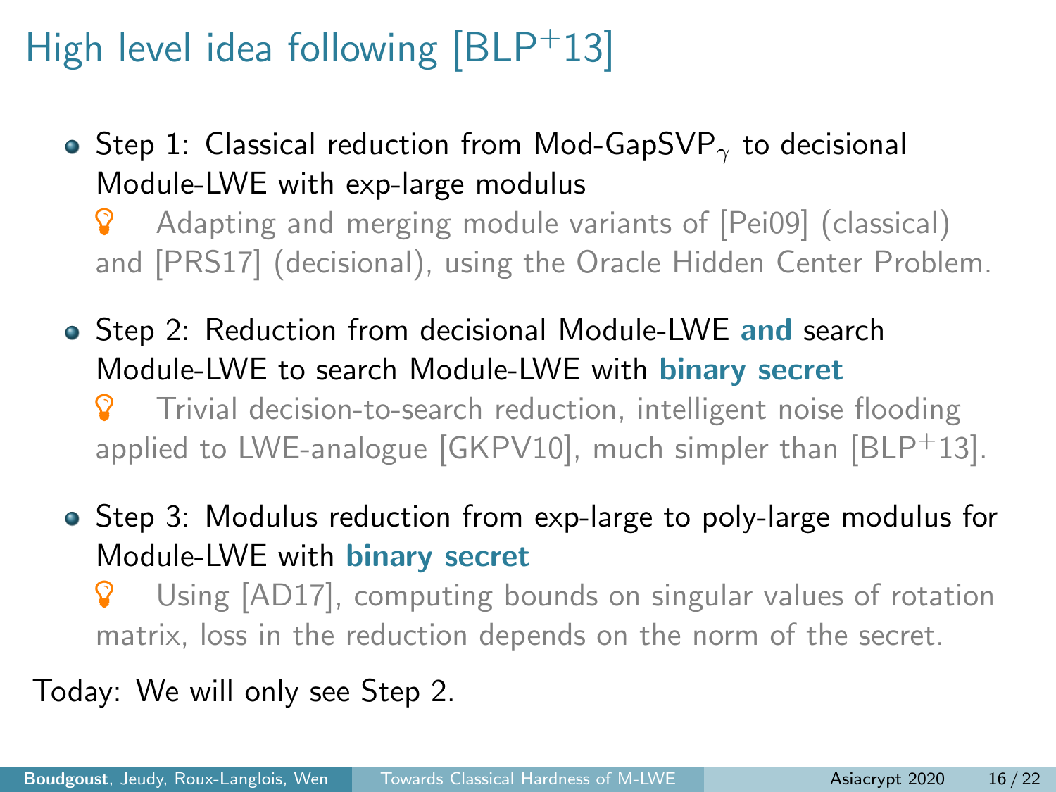# High level idea following [BLP$^+$13]

- Step 1: Classical reduction from Mod-GapSVP$_\gamma$ to decisional Module-LWE with exp-large modulus

  Adapting and merging module variants of [Pei09] (classical) and [PRS17] (decisional), using the Oracle Hidden Center Problem.

- Step 2: Reduction from decisional Module-LWE **and** search Module-LWE to search Module-LWE with **binary secret**

  Trivial decision-to-search reduction, intelligent noise flooding applied to LWE-analogue [GKPV10], much simpler than [BLP$^+$13].

- Step 3: Modulus reduction from exp-large to poly-large modulus for Module-LWE with **binary secret**

  Using [AD17], computing bounds on singular values of rotation matrix, loss in the reduction depends on the norm of the secret.

Today: We will only see Step 2.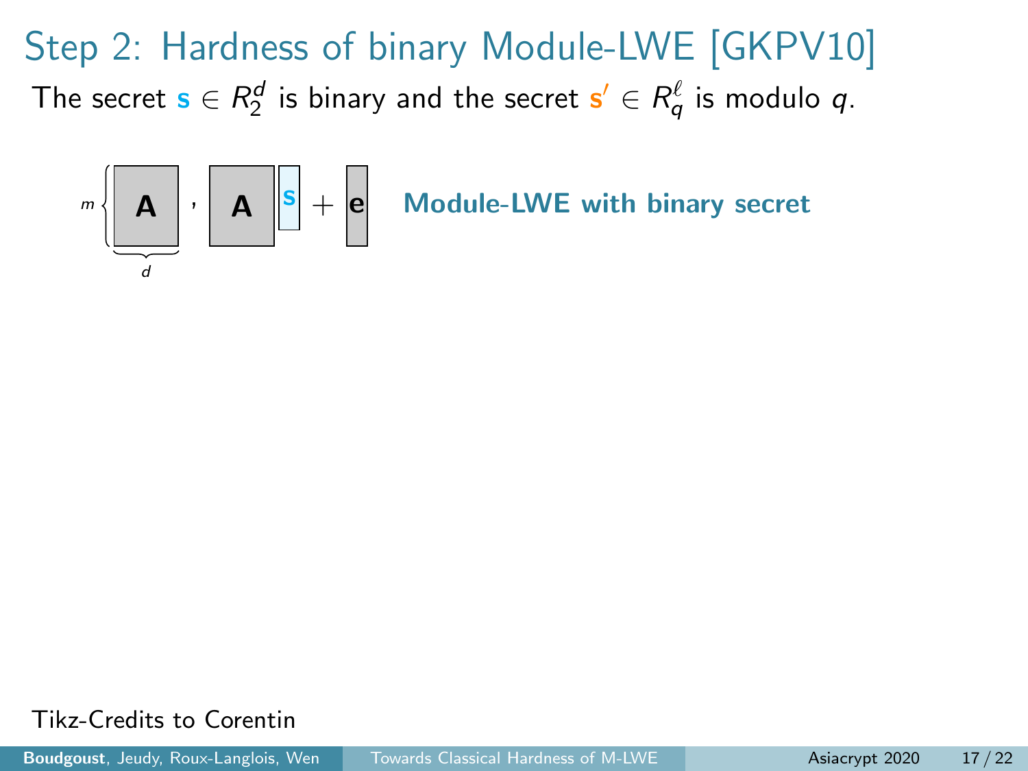# Step 2: Hardness of binary Module-LWE [GKPV10]

The secret $\mathbf{s} \in R_2^d$ is binary and the secret $\mathbf{s}' \in R_q^\ell$ is modulo $q$.

$$\underbrace{\mathbf{A}}_{d}\}m \;, \quad \mathbf{A}\,\mathbf{s} + \mathbf{e}$$

**Module-LWE with binary secret**

Tikz-Credits to Corentin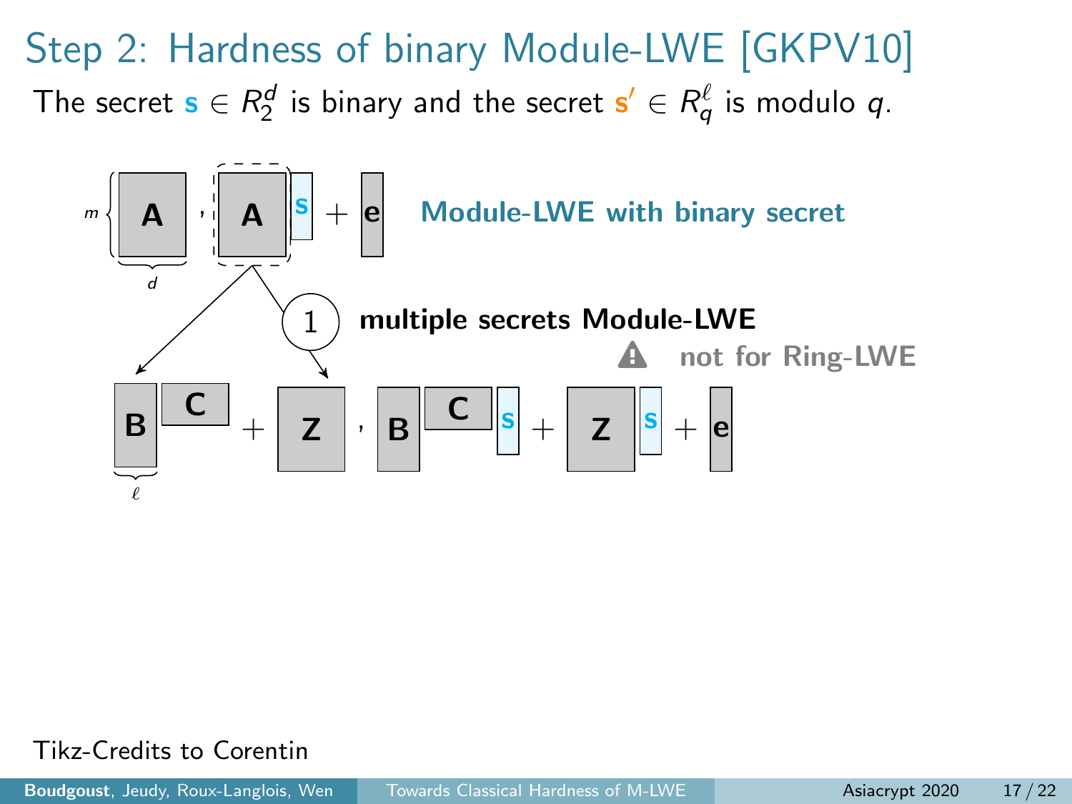# Step 2: Hardness of binary Module-LWE [GKPV10]

The secret $\mathbf{s} \in R_2^d$ is binary and the secret $\mathbf{s}' \in R_q^\ell$ is modulo $q$.

$m \{ \mathbf{A}$ (width $d$), $\mathbf{A}\mathbf{s} + \mathbf{e}$ **Module-LWE with binary secret**

① **multiple secrets Module-LWE**

⚠ **not for Ring-LWE**

$\mathbf{B}\mathbf{C} + \mathbf{Z}$ (width of $\mathbf{B}$: $\ell$), $\mathbf{B}\mathbf{C}\mathbf{s} + \mathbf{Z}\mathbf{s} + \mathbf{e}$

Tikz-Credits to Corentin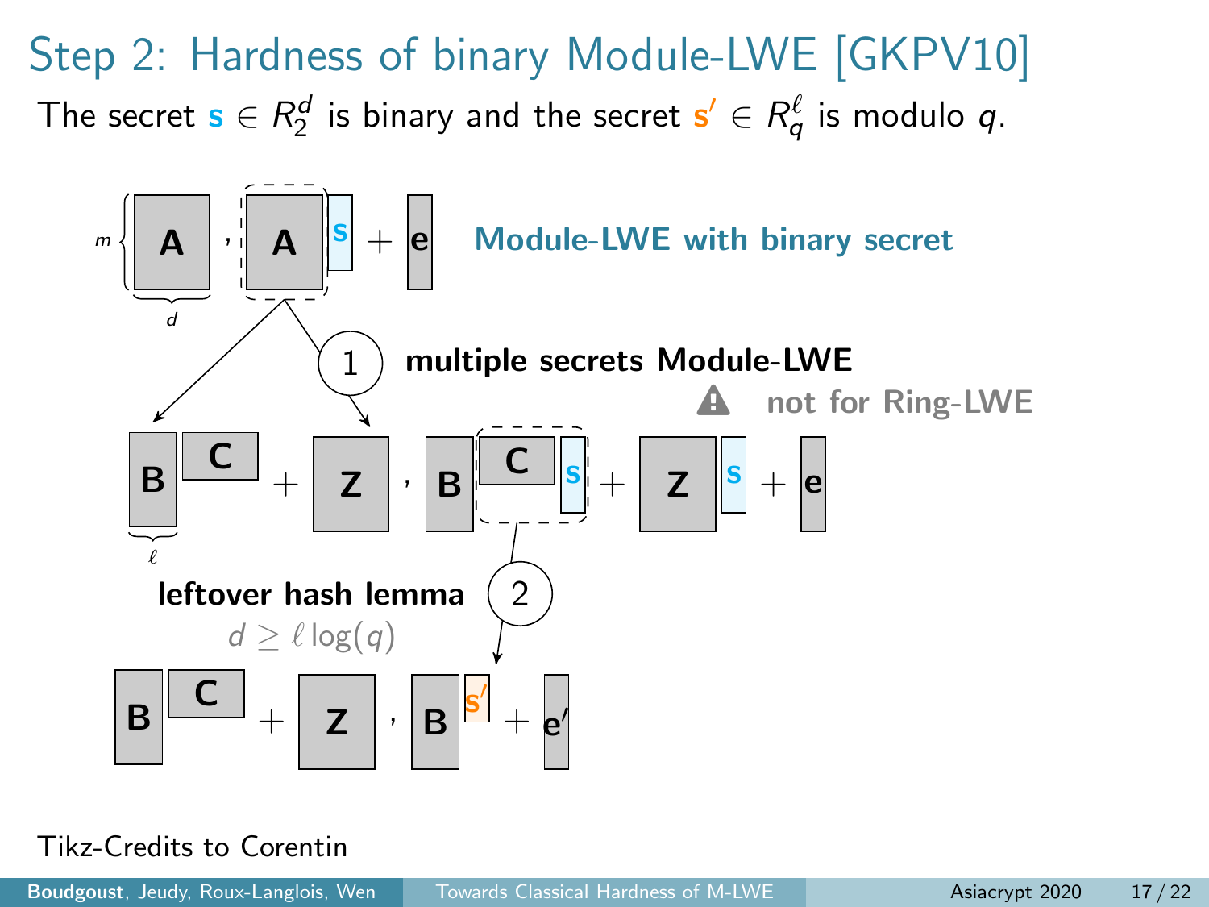# Step 2: Hardness of binary Module-LWE [GKPV10]

The secret $\mathbf{s} \in R_2^d$ is binary and the secret $\mathbf{s}' \in R_q^\ell$ is modulo $q$.

$m$ { $\mathbf{A}$ , $\mathbf{A}\mathbf{s} + \mathbf{e}$ — $d$

**Module-LWE with binary secret**

(1) **multiple secrets Module-LWE**

⚠ **not for Ring-LWE**

$\mathbf{B}\mathbf{C} + \mathbf{Z}$ , $\mathbf{B}\mathbf{C}\mathbf{s} + \mathbf{Z}\mathbf{s} + \mathbf{e}$ — $\ell$

(2) **leftover hash lemma**

$d \geq \ell \log(q)$

$\mathbf{B}\mathbf{C} + \mathbf{Z}$ , $\mathbf{B}\mathbf{s}' + \mathbf{e}'$

Tikz-Credits to Corentin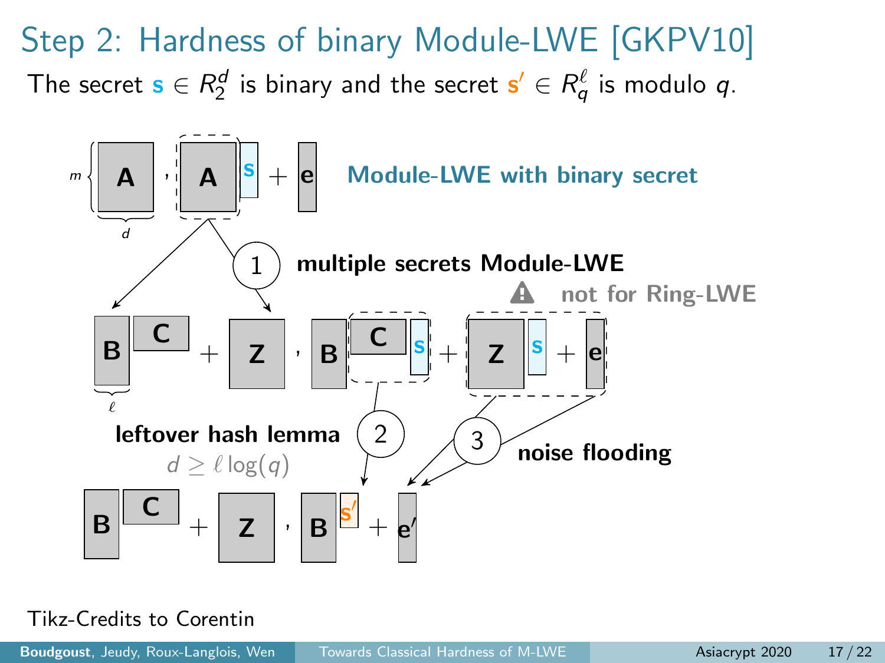## Step 2: Hardness of binary Module-LWE [GKPV10]

The secret $\mathbf{s} \in R_2^d$ is binary and the secret $\mathbf{s}' \in R_q^\ell$ is modulo $q$.

$m$ $\mathbf{A}$ (width $d$), $\mathbf{A}\mathbf{s} + \mathbf{e}$ **Module-LWE with binary secret**

① **multiple secrets Module-LWE**

⚠ **not for Ring-LWE**

$\mathbf{B}\mathbf{C} + \mathbf{Z}$ (width of $\mathbf{B}$: $\ell$), $\mathbf{B}\mathbf{C}\mathbf{s} + \mathbf{Z}\mathbf{s} + \mathbf{e}$

② **leftover hash lemma** $d \geq \ell \log(q)$

③ **noise flooding**

$\mathbf{B}\mathbf{C} + \mathbf{Z}$, $\mathbf{B}\mathbf{s}' + \mathbf{e}'$

Tikz-Credits to Corentin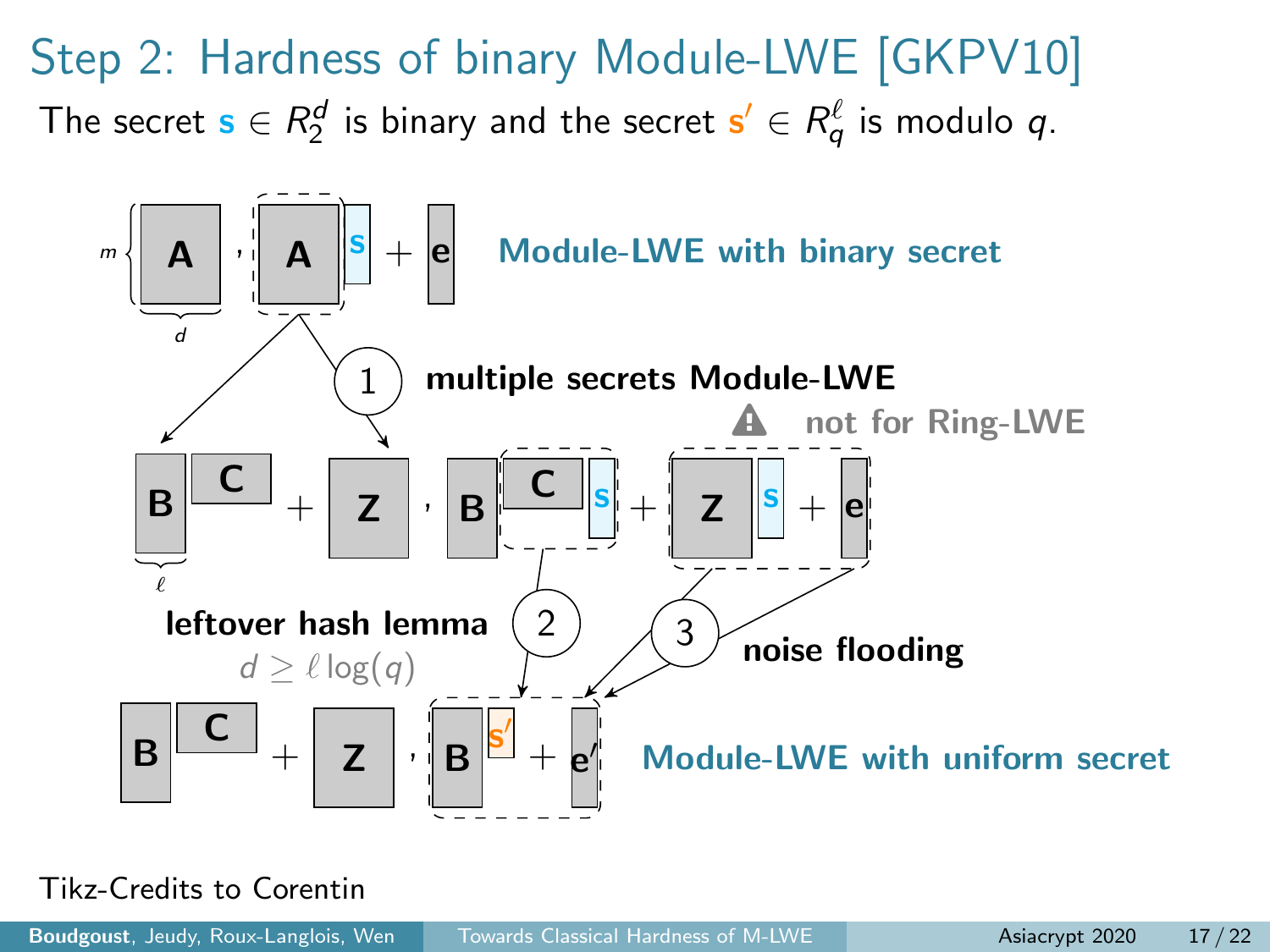# Step 2: Hardness of binary Module-LWE [GKPV10]

The secret $\mathbf{s} \in R_2^d$ is binary and the secret $\mathbf{s}' \in R_q^\ell$ is modulo $q$.

$m$, $d$: $\mathbf{A}$ , $\mathbf{A}\mathbf{s} + \mathbf{e}$ **Module-LWE with binary secret**

1 **multiple secrets Module-LWE**

⚠ **not for Ring-LWE**

$\ell$: $\mathbf{B}\mathbf{C} + \mathbf{Z}$ , $\mathbf{B}\mathbf{C}\mathbf{s} + \mathbf{Z}\mathbf{s} + \mathbf{e}$

**leftover hash lemma** 2

$d \geq \ell \log(q)$

3 **noise flooding**

$\mathbf{B}\mathbf{C} + \mathbf{Z}$ , $\mathbf{B}\mathbf{s}' + \mathbf{e}'$ **Module-LWE with uniform secret**

Tikz-Credits to Corentin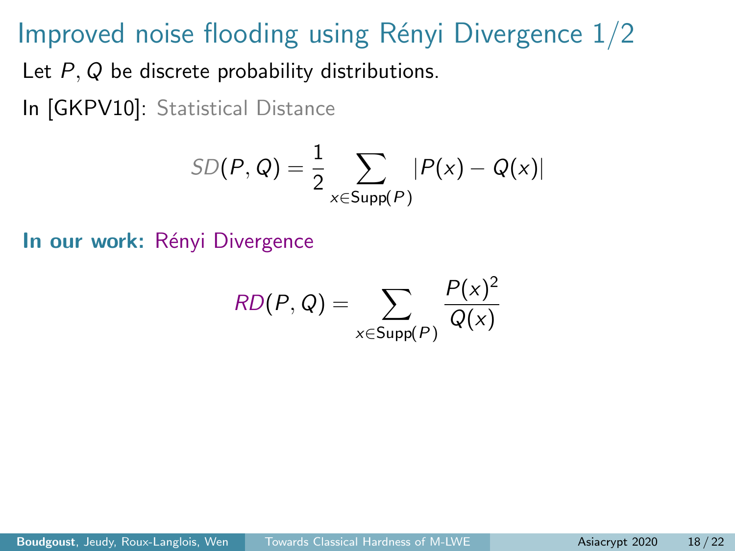# Improved noise flooding using Rényi Divergence 1/2

Let $P, Q$ be discrete probability distributions.

In [GKPV10]: Statistical Distance

$$SD(P, Q) = \frac{1}{2} \sum_{x \in \mathrm{Supp}(P)} |P(x) - Q(x)|$$

**In our work:** Rényi Divergence

$$RD(P, Q) = \sum_{x \in \mathrm{Supp}(P)} \frac{P(x)^2}{Q(x)}$$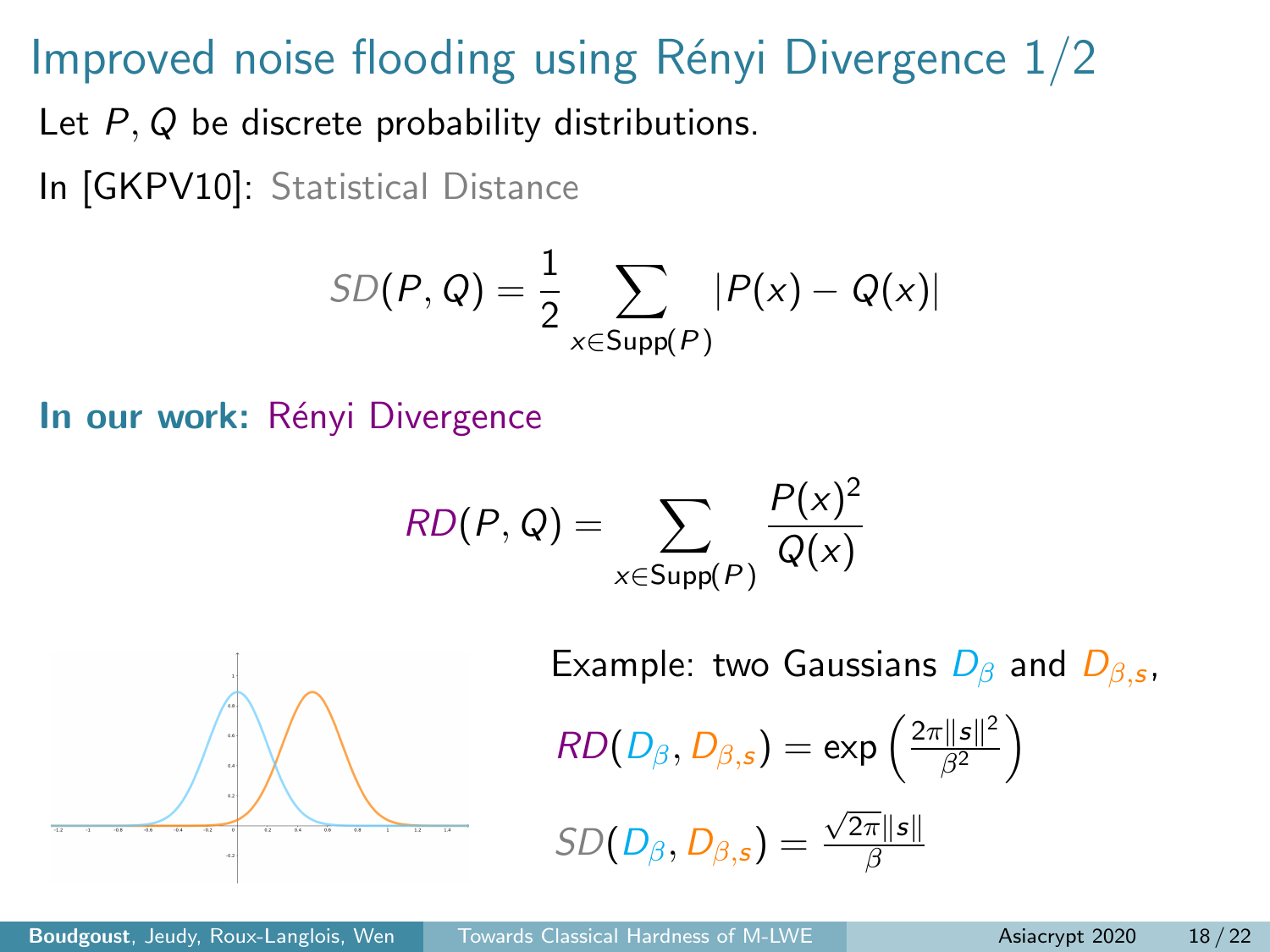# Improved noise flooding using Rényi Divergence 1/2

Let $P, Q$ be discrete probability distributions.

In [GKPV10]: Statistical Distance

$$SD(P, Q) = \frac{1}{2} \sum_{x \in \mathsf{Supp}(P)} |P(x) - Q(x)|$$

**In our work:** Rényi Divergence

$$RD(P, Q) = \sum_{x \in \mathsf{Supp}(P)} \frac{P(x)^2}{Q(x)}$$

Example: two Gaussians $D_\beta$ and $D_{\beta,s}$,

$$RD(D_\beta, D_{\beta,s}) = \exp\left(\frac{2\pi\|s\|^2}{\beta^2}\right)$$

$$SD(D_\beta, D_{\beta,s}) = \frac{\sqrt{2\pi}\|s\|}{\beta}$$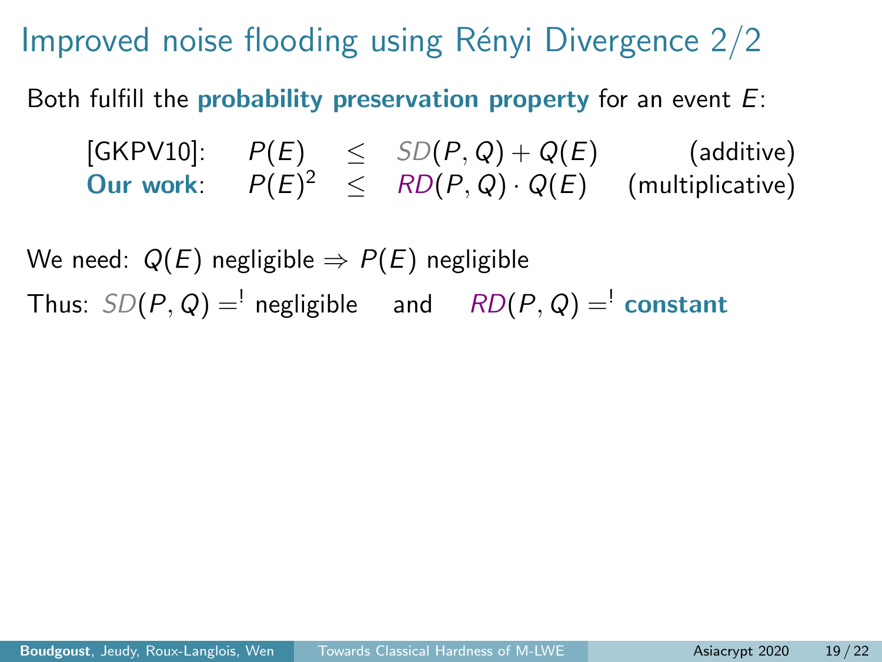# Improved noise flooding using Rényi Divergence 2/2

Both fulfill the **probability preservation property** for an event $E$:

| | | | | |
|---|---|---|---|---|
| [GKPV10]: | $P(E)$ | $\leq$ | $SD(P,Q) + Q(E)$ | (additive) |
| **Our work**: | $P(E)^2$ | $\leq$ | $RD(P,Q) \cdot Q(E)$ | (multiplicative) |

We need: $Q(E)$ negligible $\Rightarrow$ $P(E)$ negligible

Thus: $SD(P,Q) =^{!}$ negligible and $RD(P,Q) =^{!}$ **constant**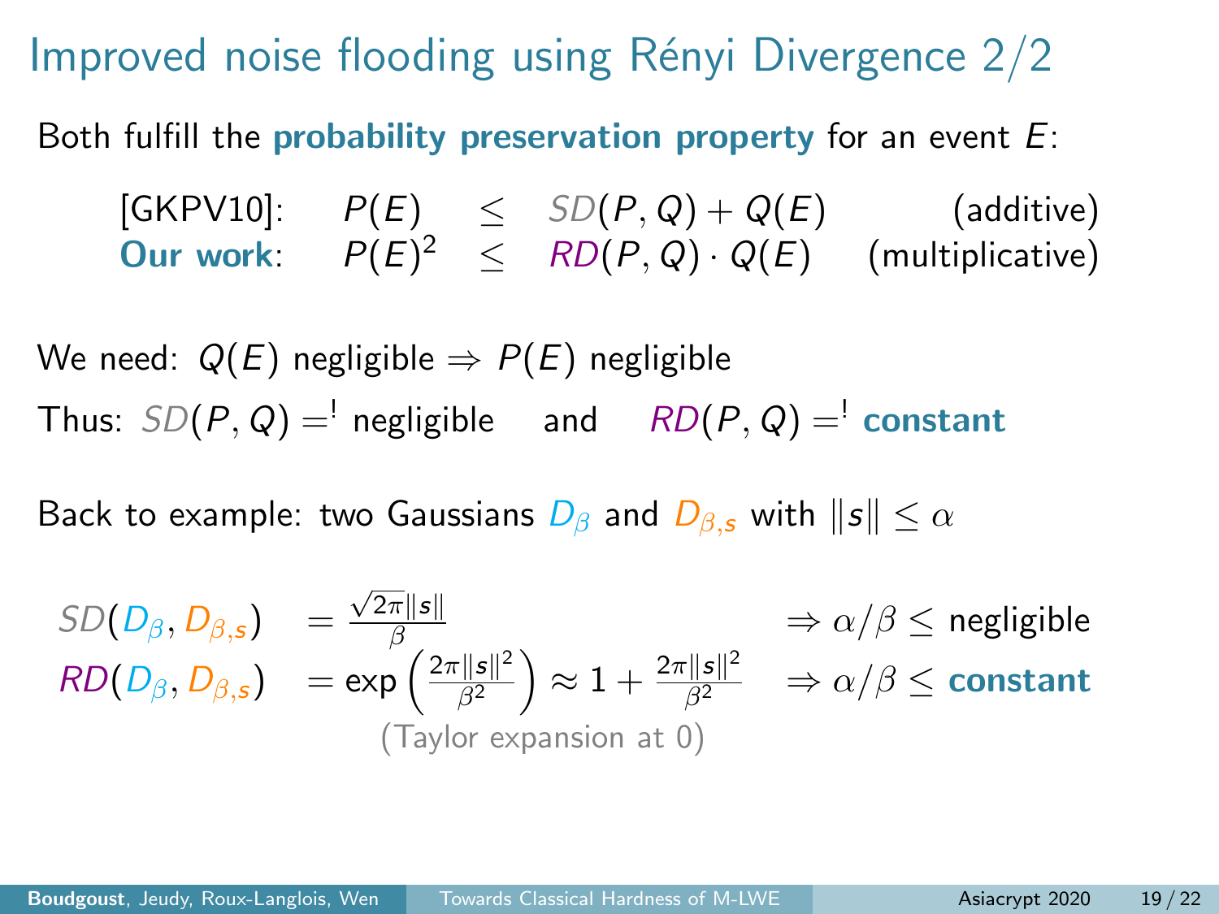# Improved noise flooding using Rényi Divergence 2/2

Both fulfill the **probability preservation property** for an event $E$:

| | | | | |
|---|---|---|---|---|
| [GKPV10]: | $P(E)$ | $\leq$ | $SD(P,Q) + Q(E)$ | (additive) |
| **Our work**: | $P(E)^2$ | $\leq$ | $RD(P,Q) \cdot Q(E)$ | (multiplicative) |

We need: $Q(E)$ negligible $\Rightarrow$ $P(E)$ negligible

Thus: $SD(P,Q) \stackrel{!}{=}$ negligible and $RD(P,Q) \stackrel{!}{=}$ **constant**

Back to example: two Gaussians $D_\beta$ and $D_{\beta,s}$ with $\|s\| \leq \alpha$

$$
\begin{aligned}
SD(D_\beta, D_{\beta,s}) &= \frac{\sqrt{2\pi}\|s\|}{\beta} && \Rightarrow \alpha/\beta \leq \text{negligible} \\
RD(D_\beta, D_{\beta,s}) &= \exp\left(\frac{2\pi\|s\|^2}{\beta^2}\right) \approx 1 + \frac{2\pi\|s\|^2}{\beta^2} && \Rightarrow \alpha/\beta \leq \textbf{constant}
\end{aligned}
$$

(Taylor expansion at 0)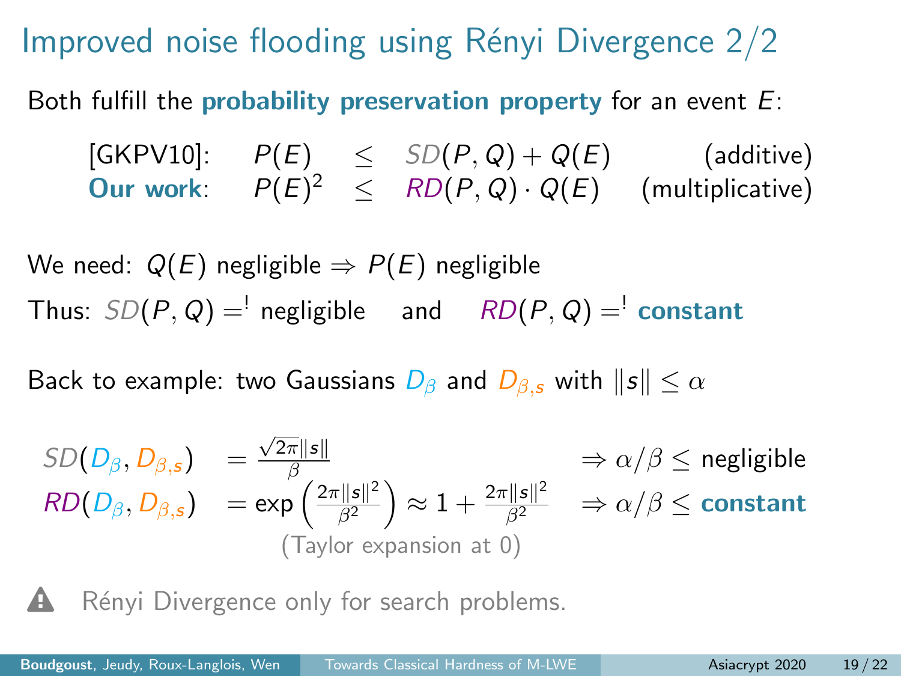# Improved noise flooding using Rényi Divergence 2/2

Both fulfill the **probability preservation property** for an event $E$:

| | | | | |
|---|---|---|---|---|
| [GKPV10]: | $P(E)$ | $\leq$ | $SD(P,Q) + Q(E)$ | (additive) |
| **Our work**: | $P(E)^2$ | $\leq$ | $RD(P,Q) \cdot Q(E)$ | (multiplicative) |

We need: $Q(E)$ negligible $\Rightarrow$ $P(E)$ negligible

Thus: $SD(P,Q) \stackrel{!}{=}$ negligible and $RD(P,Q) \stackrel{!}{=}$ **constant**

Back to example: two Gaussians $D_\beta$ and $D_{\beta,s}$ with $\|s\| \leq \alpha$

$$SD(D_\beta, D_{\beta,s}) = \frac{\sqrt{2\pi}\|s\|}{\beta} \qquad \Rightarrow \alpha/\beta \leq \text{negligible}$$

$$RD(D_\beta, D_{\beta,s}) = \exp\left(\frac{2\pi\|s\|^2}{\beta^2}\right) \approx 1 + \frac{2\pi\|s\|^2}{\beta^2} \qquad \Rightarrow \alpha/\beta \leq \textbf{constant}$$

(Taylor expansion at 0)

⚠ Rényi Divergence only for search problems.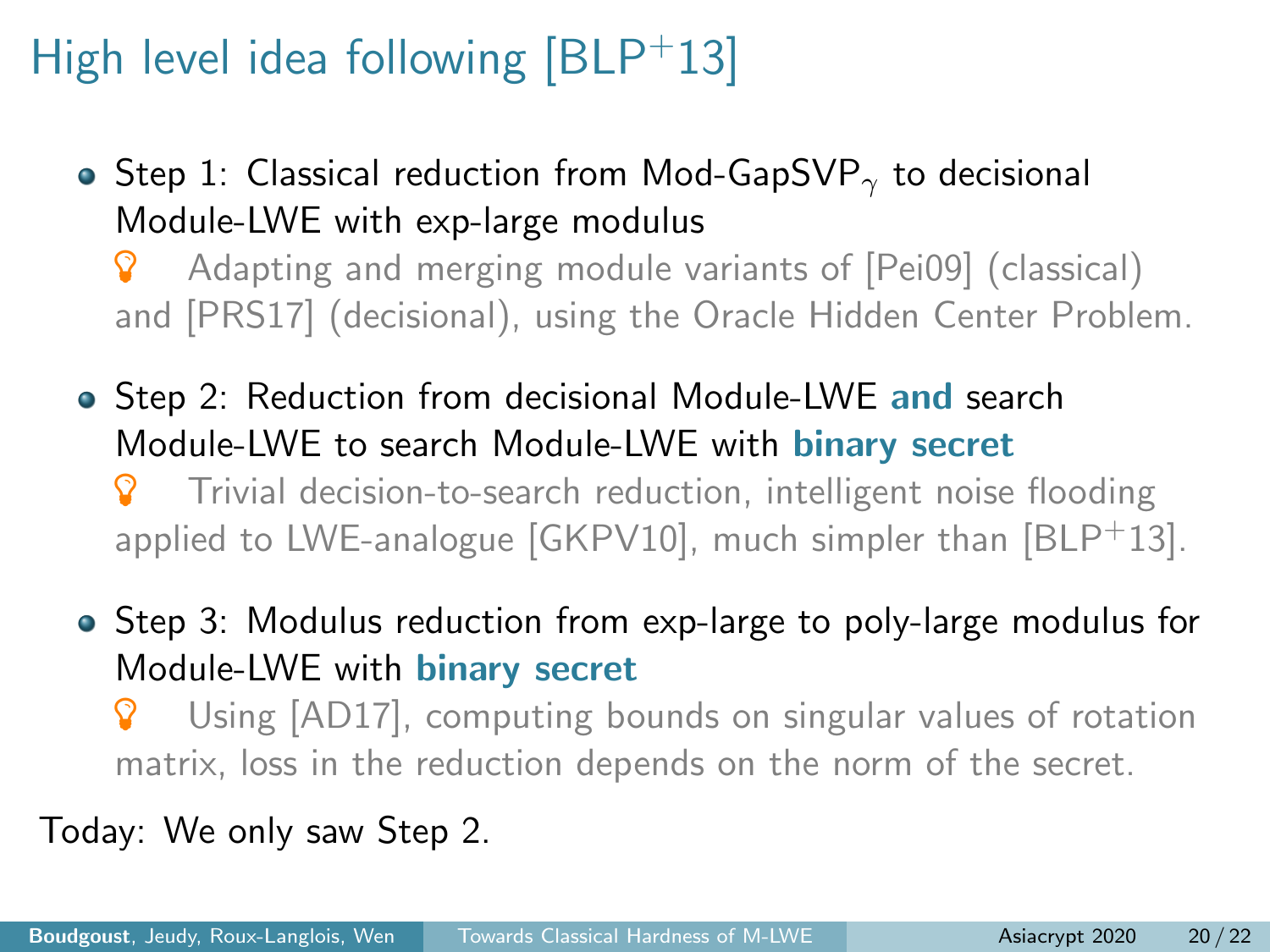# High level idea following [BLP+13]

- Step 1: Classical reduction from Mod-GapSVP$_\gamma$ to decisional Module-LWE with exp-large modulus

  Adapting and merging module variants of [Pei09] (classical) and [PRS17] (decisional), using the Oracle Hidden Center Problem.

- Step 2: Reduction from decisional Module-LWE **and** search Module-LWE to search Module-LWE with **binary secret**

  Trivial decision-to-search reduction, intelligent noise flooding applied to LWE-analogue [GKPV10], much simpler than [BLP+13].

- Step 3: Modulus reduction from exp-large to poly-large modulus for Module-LWE with **binary secret**

  Using [AD17], computing bounds on singular values of rotation matrix, loss in the reduction depends on the norm of the secret.

Today: We only saw Step 2.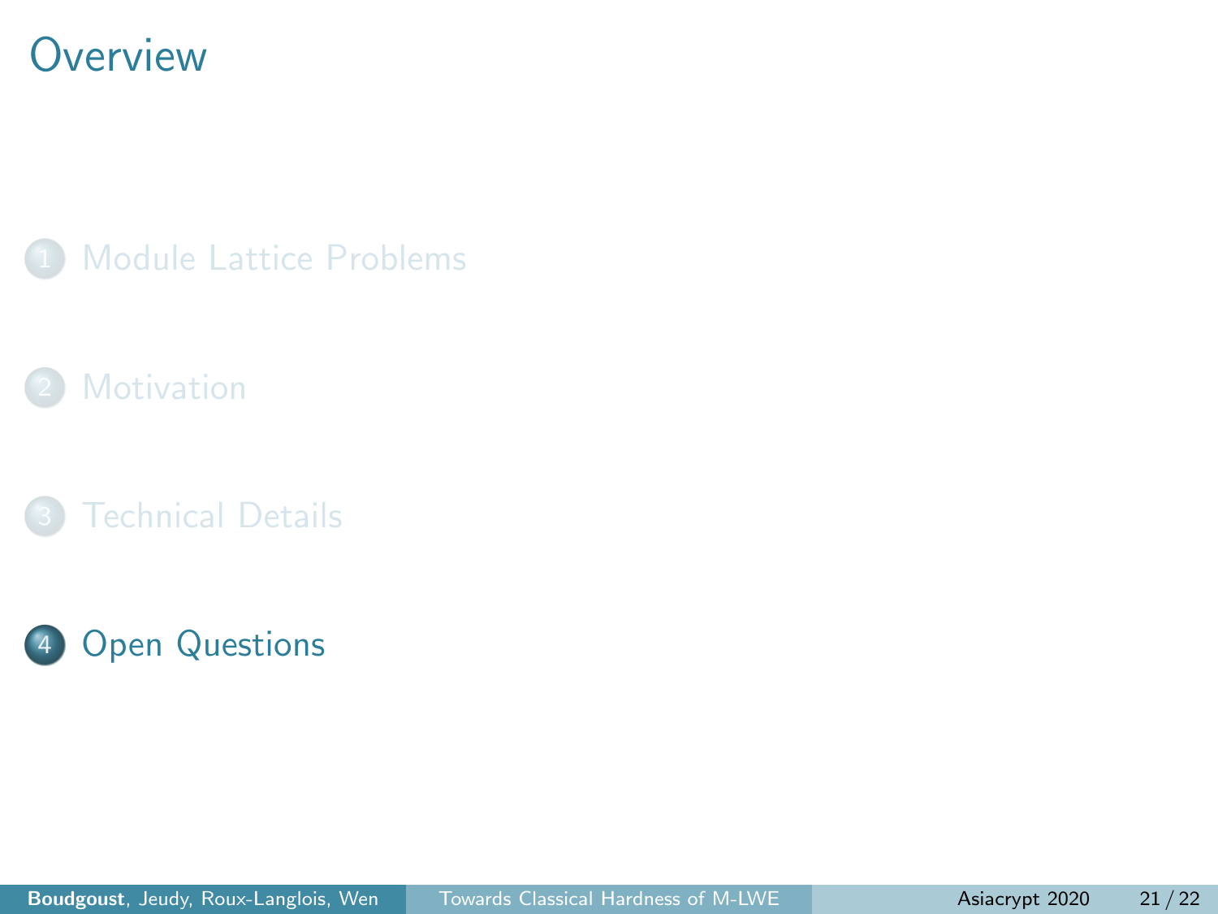# Overview

1. Module Lattice Problems
2. Motivation
3. Technical Details
4. **Open Questions**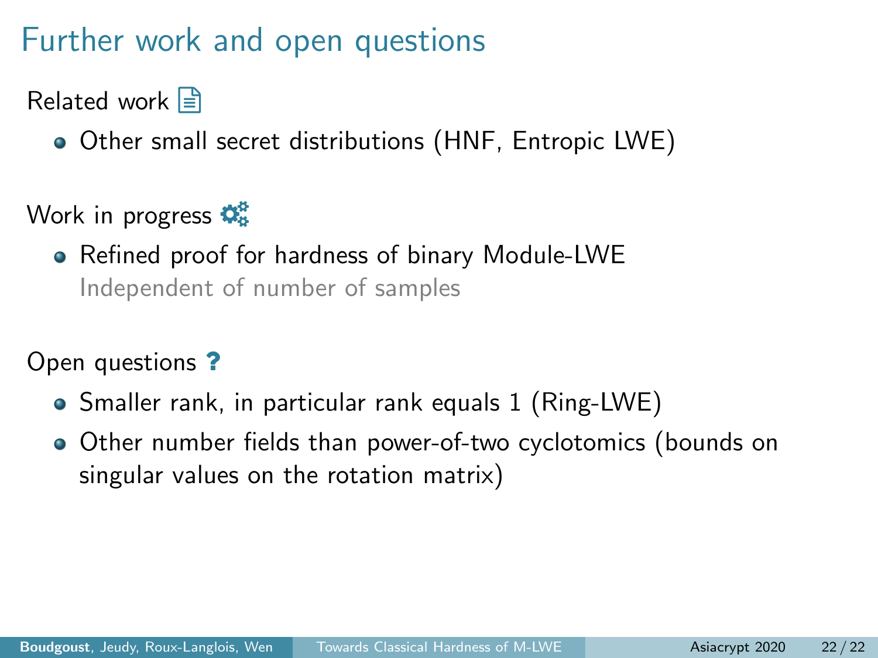# Further work and open questions

Related work

- Other small secret distributions (HNF, Entropic LWE)

Work in progress

- Refined proof for hardness of binary Module-LWE
  Independent of number of samples

Open questions ?

- Smaller rank, in particular rank equals 1 (Ring-LWE)
- Other number fields than power-of-two cyclotomics (bounds on singular values on the rotation matrix)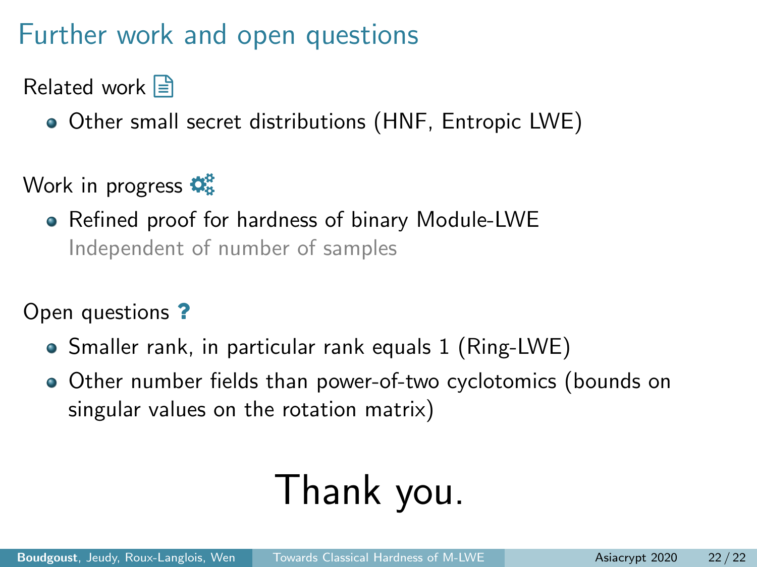# Further work and open questions

Related work

- Other small secret distributions (HNF, Entropic LWE)

Work in progress

- Refined proof for hardness of binary Module-LWE
  Independent of number of samples

Open questions ?

- Smaller rank, in particular rank equals 1 (Ring-LWE)
- Other number fields than power-of-two cyclotomics (bounds on singular values on the rotation matrix)

Thank you.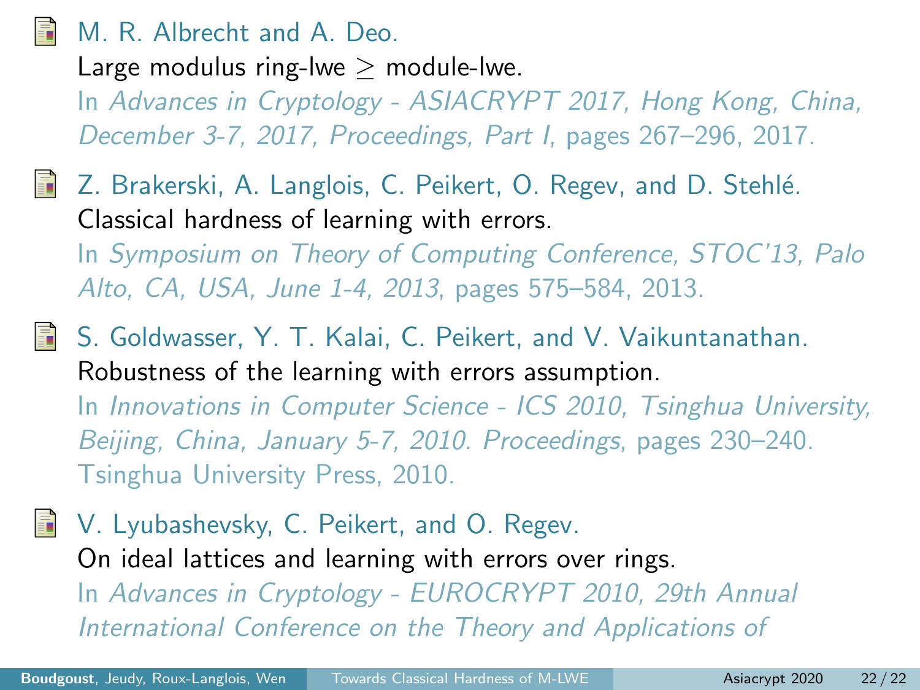M. R. Albrecht and A. Deo.
Large modulus ring-lwe $\geq$ module-lwe.
In *Advances in Cryptology - ASIACRYPT 2017, Hong Kong, China, December 3-7, 2017, Proceedings, Part I*, pages 267–296, 2017.

Z. Brakerski, A. Langlois, C. Peikert, O. Regev, and D. Stehlé.
Classical hardness of learning with errors.
In *Symposium on Theory of Computing Conference, STOC'13, Palo Alto, CA, USA, June 1-4, 2013*, pages 575–584, 2013.

S. Goldwasser, Y. T. Kalai, C. Peikert, and V. Vaikuntanathan.
Robustness of the learning with errors assumption.
In *Innovations in Computer Science - ICS 2010, Tsinghua University, Beijing, China, January 5-7, 2010. Proceedings*, pages 230–240. Tsinghua University Press, 2010.

V. Lyubashevsky, C. Peikert, and O. Regev.
On ideal lattices and learning with errors over rings.
In *Advances in Cryptology - EUROCRYPT 2010, 29th Annual International Conference on the Theory and Applications of*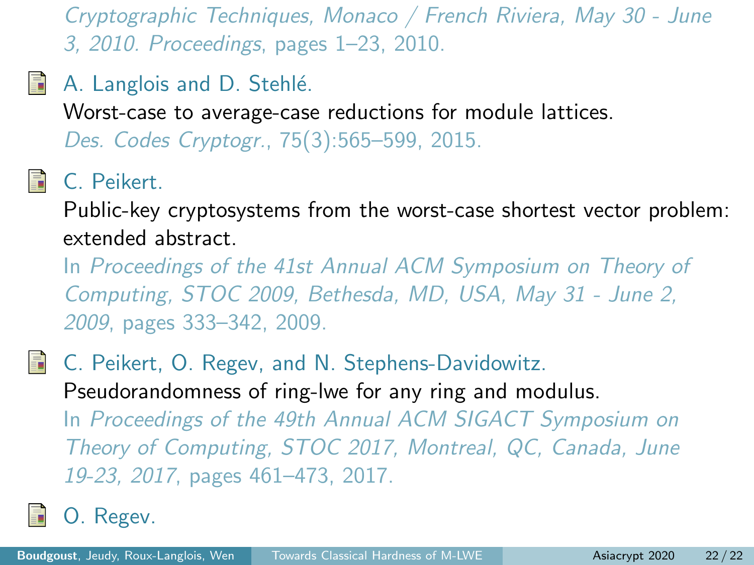*Cryptographic Techniques, Monaco / French Riviera, May 30 - June 3, 2010. Proceedings*, pages 1–23, 2010.

- A. Langlois and D. Stehlé.
  Worst-case to average-case reductions for module lattices.
  *Des. Codes Cryptogr.*, 75(3):565–599, 2015.

- C. Peikert.
  Public-key cryptosystems from the worst-case shortest vector problem: extended abstract.
  In *Proceedings of the 41st Annual ACM Symposium on Theory of Computing, STOC 2009, Bethesda, MD, USA, May 31 - June 2, 2009*, pages 333–342, 2009.

- C. Peikert, O. Regev, and N. Stephens-Davidowitz.
  Pseudorandomness of ring-lwe for any ring and modulus.
  In *Proceedings of the 49th Annual ACM SIGACT Symposium on Theory of Computing, STOC 2017, Montreal, QC, Canada, June 19-23, 2017*, pages 461–473, 2017.

- O. Regev.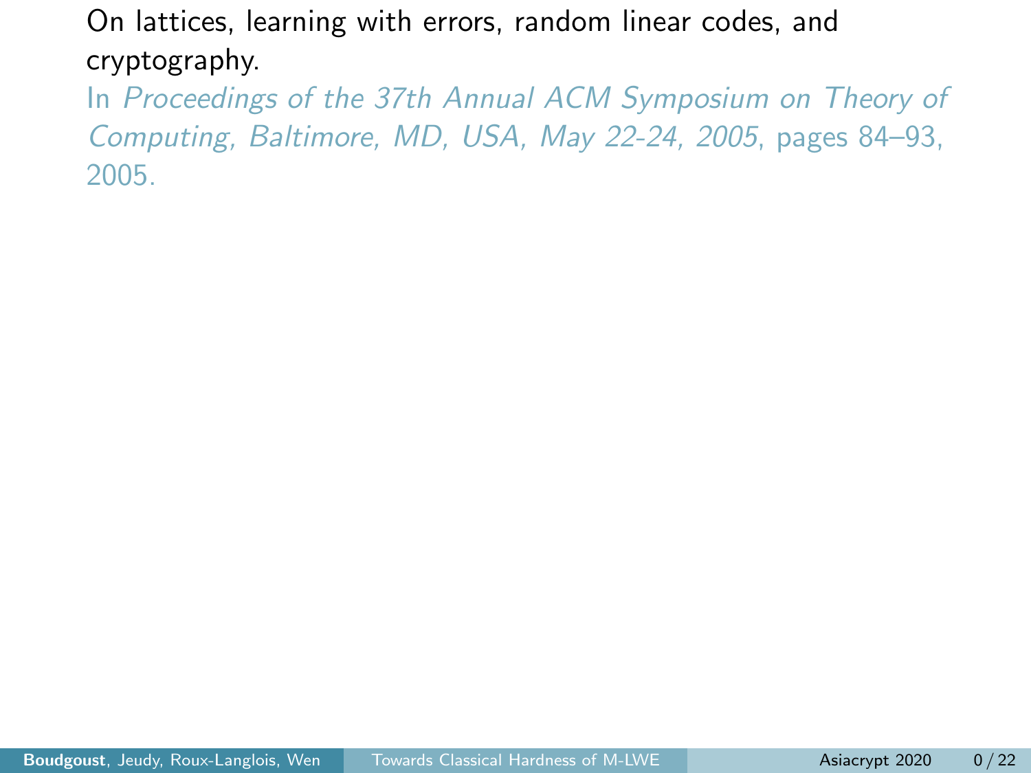On lattices, learning with errors, random linear codes, and cryptography.

In *Proceedings of the 37th Annual ACM Symposium on Theory of Computing, Baltimore, MD, USA, May 22-24, 2005*, pages 84–93, 2005.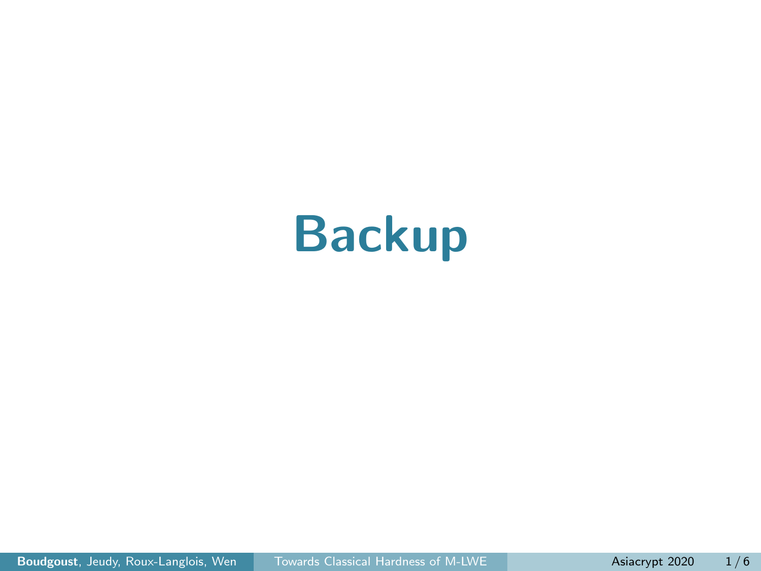# Backup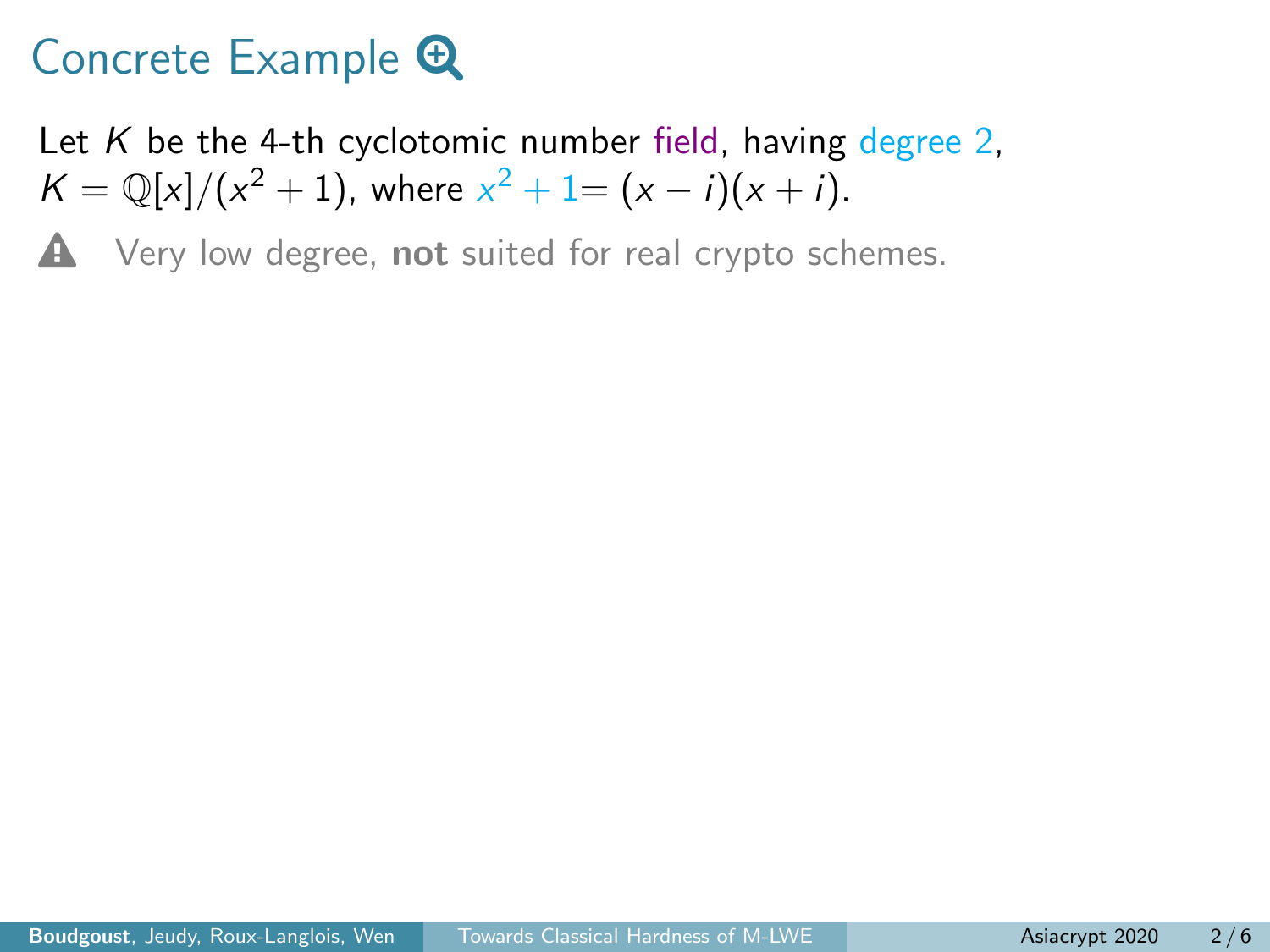# Concrete Example

Let $K$ be the 4-th cyclotomic number field, having degree 2, $K = \mathbb{Q}[x]/(x^2+1)$, where $x^2+1 = (x-i)(x+i)$.

⚠ Very low degree, **not** suited for real crypto schemes.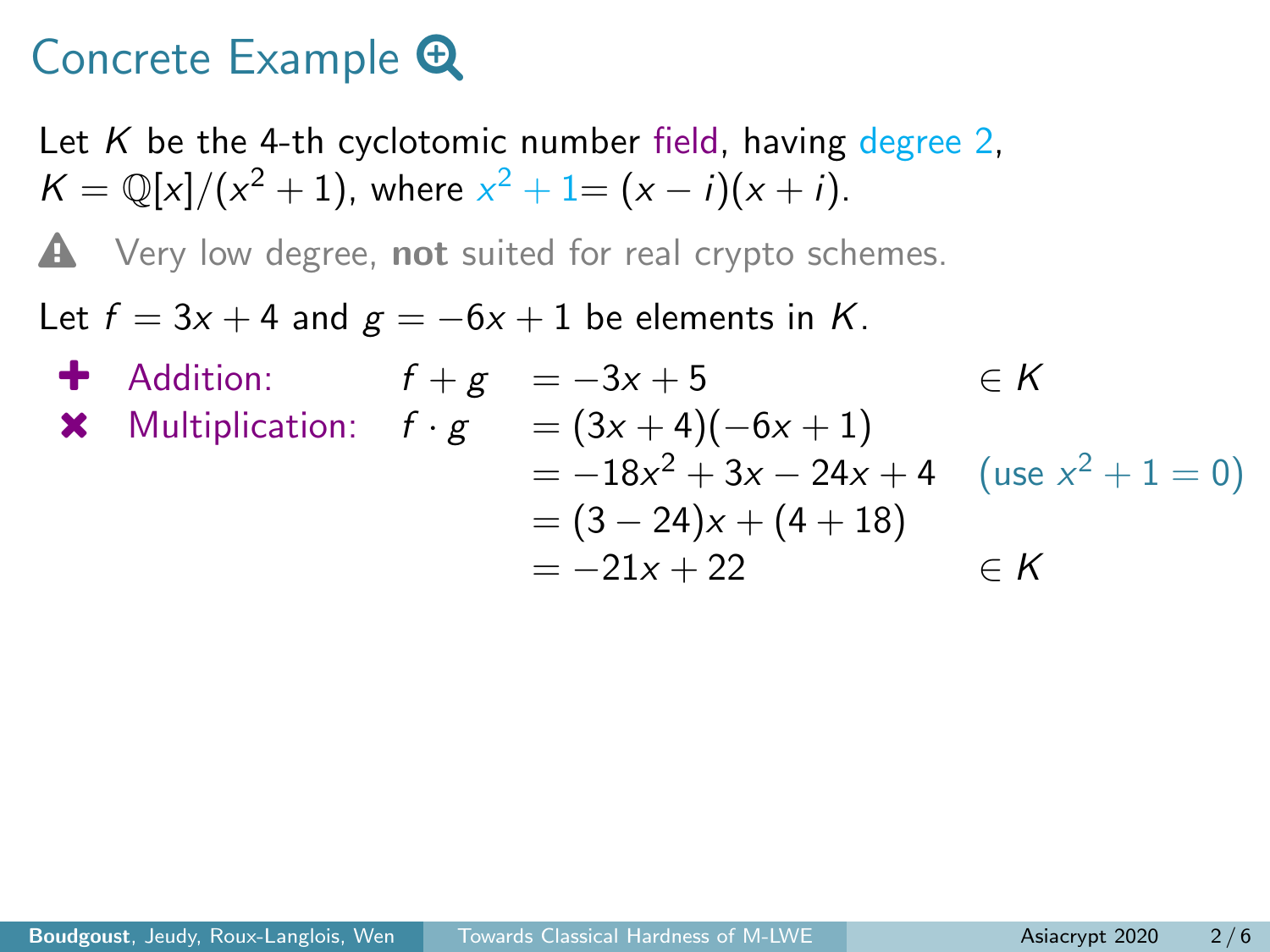# Concrete Example

Let $K$ be the 4-th cyclotomic number field, having degree 2, $K = \mathbb{Q}[x]/(x^2+1)$, where $x^2+1 = (x-i)(x+i)$.

⚠ Very low degree, **not** suited for real crypto schemes.

Let $f = 3x + 4$ and $g = -6x + 1$ be elements in $K$.

- Addition: $f + g = -3x + 5 \in K$
- Multiplication:

$$
\begin{aligned}
f \cdot g &= (3x+4)(-6x+1) \\
&= -18x^2 + 3x - 24x + 4 \quad (\text{use } x^2+1=0) \\
&= (3-24)x + (4+18) \\
&= -21x + 22 \quad \in K
\end{aligned}
$$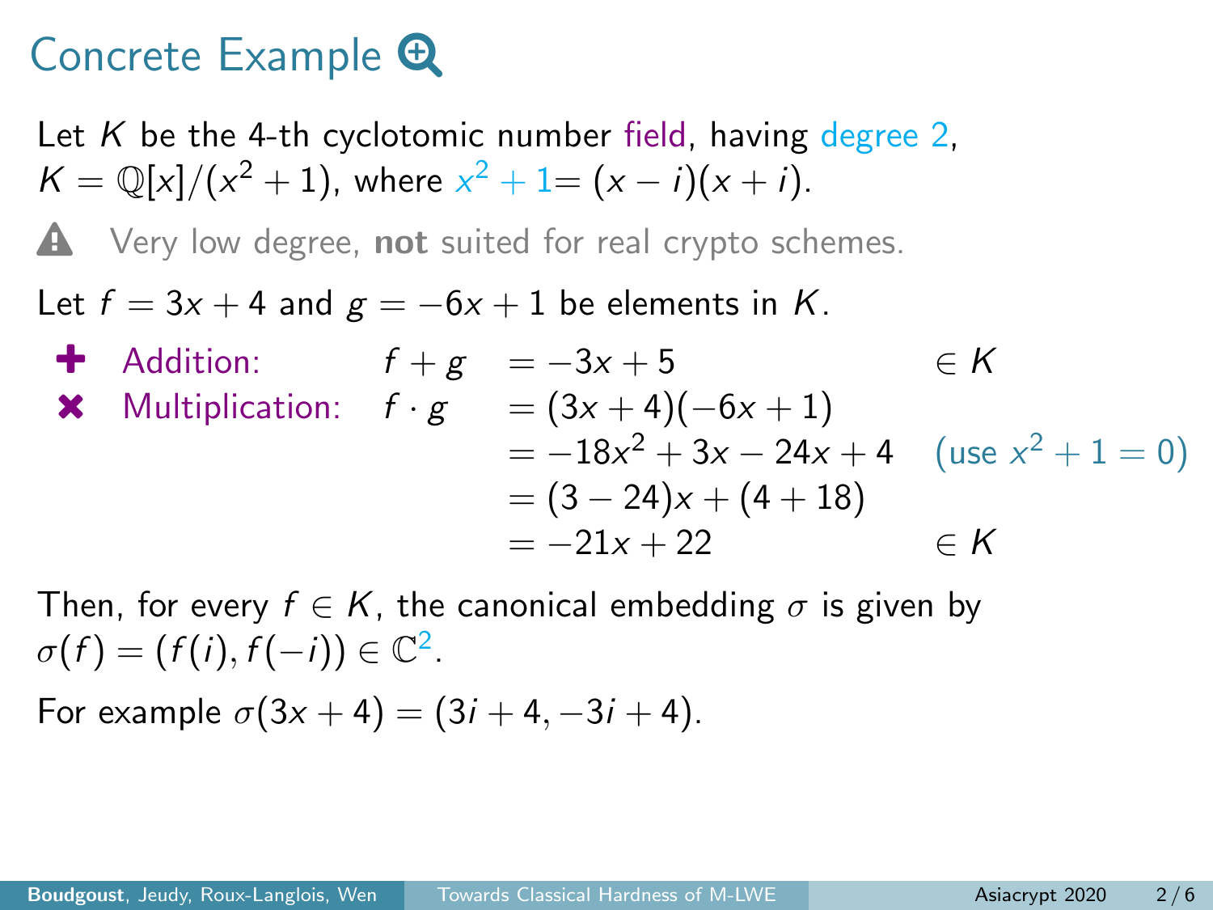# Concrete Example

Let $K$ be the 4-th cyclotomic number field, having degree 2, $K = \mathbb{Q}[x]/(x^2+1)$, where $x^2+1 = (x-i)(x+i)$.

⚠ Very low degree, **not** suited for real crypto schemes.

Let $f = 3x+4$ and $g = -6x+1$ be elements in $K$.

- Addition: $f + g = -3x + 5 \in K$
- Multiplication:

$$
\begin{aligned}
f \cdot g &= (3x+4)(-6x+1) \\
&= -18x^2 + 3x - 24x + 4 \quad (\text{use } x^2+1=0) \\
&= (3-24)x + (4+18) \\
&= -21x + 22 \in K
\end{aligned}
$$

Then, for every $f \in K$, the canonical embedding $\sigma$ is given by $\sigma(f) = (f(i), f(-i)) \in \mathbb{C}^2$.

For example $\sigma(3x+4) = (3i+4, -3i+4)$.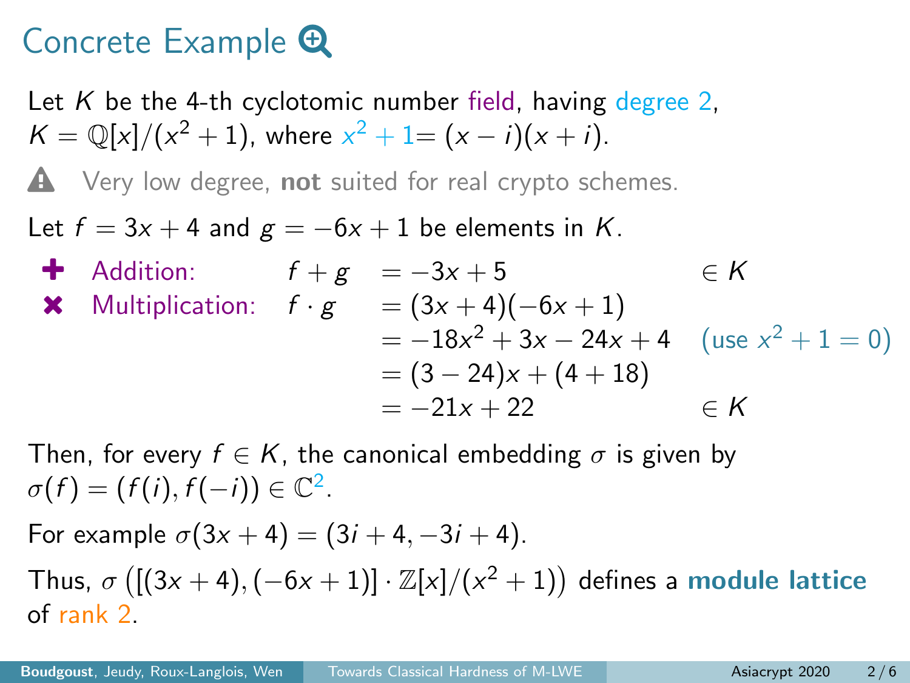# Concrete Example

Let $K$ be the 4-th cyclotomic number field, having degree 2, $K = \mathbb{Q}[x]/(x^2+1)$, where $x^2+1 = (x-i)(x+i)$.

⚠ Very low degree, **not** suited for real crypto schemes.

Let $f = 3x+4$ and $g = -6x+1$ be elements in $K$.

- Addition: $f + g = -3x + 5 \in K$
- Multiplication:

$$
\begin{aligned}
f \cdot g &= (3x+4)(-6x+1) \\
&= -18x^2 + 3x - 24x + 4 \quad \text{(use } x^2+1=0\text{)} \\
&= (3-24)x + (4+18) \\
&= -21x + 22 \quad \in K
\end{aligned}
$$

Then, for every $f \in K$, the canonical embedding $\sigma$ is given by $\sigma(f) = (f(i), f(-i)) \in \mathbb{C}^2$.

For example $\sigma(3x+4) = (3i+4, -3i+4)$.

Thus, $\sigma\left([(3x+4), (-6x+1)] \cdot \mathbb{Z}[x]/(x^2+1)\right)$ defines a **module lattice** of rank 2.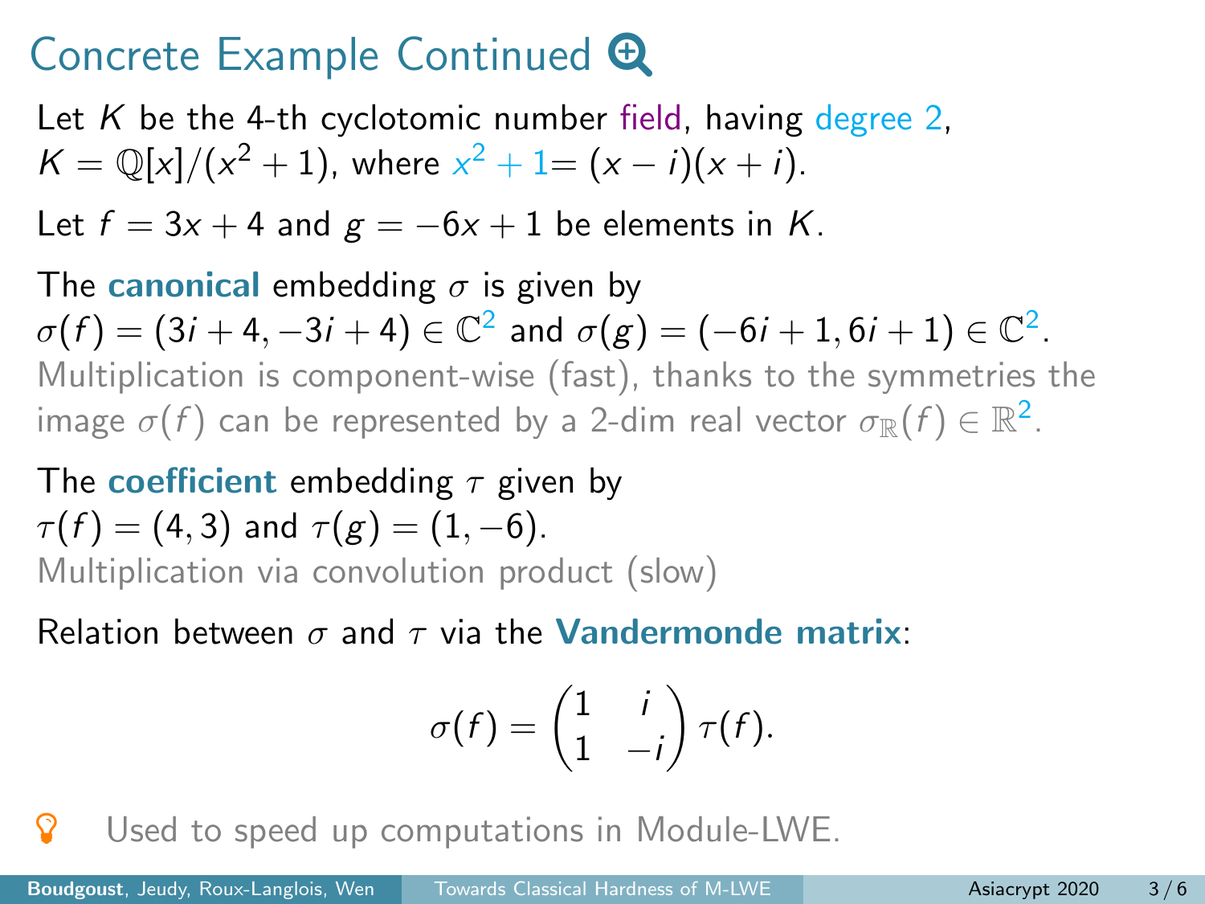# Concrete Example Continued

Let $K$ be the 4-th cyclotomic number field, having degree 2, $K = \mathbb{Q}[x]/(x^2+1)$, where $x^2+1 = (x-i)(x+i)$.

Let $f = 3x + 4$ and $g = -6x + 1$ be elements in $K$.

The **canonical** embedding $\sigma$ is given by
$\sigma(f) = (3i + 4, -3i + 4) \in \mathbb{C}^2$ and $\sigma(g) = (-6i + 1, 6i + 1) \in \mathbb{C}^2$.
Multiplication is component-wise (fast), thanks to the symmetries the image $\sigma(f)$ can be represented by a 2-dim real vector $\sigma_{\mathbb{R}}(f) \in \mathbb{R}^2$.

The **coefficient** embedding $\tau$ given by
$\tau(f) = (4, 3)$ and $\tau(g) = (1, -6)$.
Multiplication via convolution product (slow)

Relation between $\sigma$ and $\tau$ via the **Vandermonde matrix**:

$$\sigma(f) = \begin{pmatrix} 1 & i \\ 1 & -i \end{pmatrix} \tau(f).$$

Used to speed up computations in Module-LWE.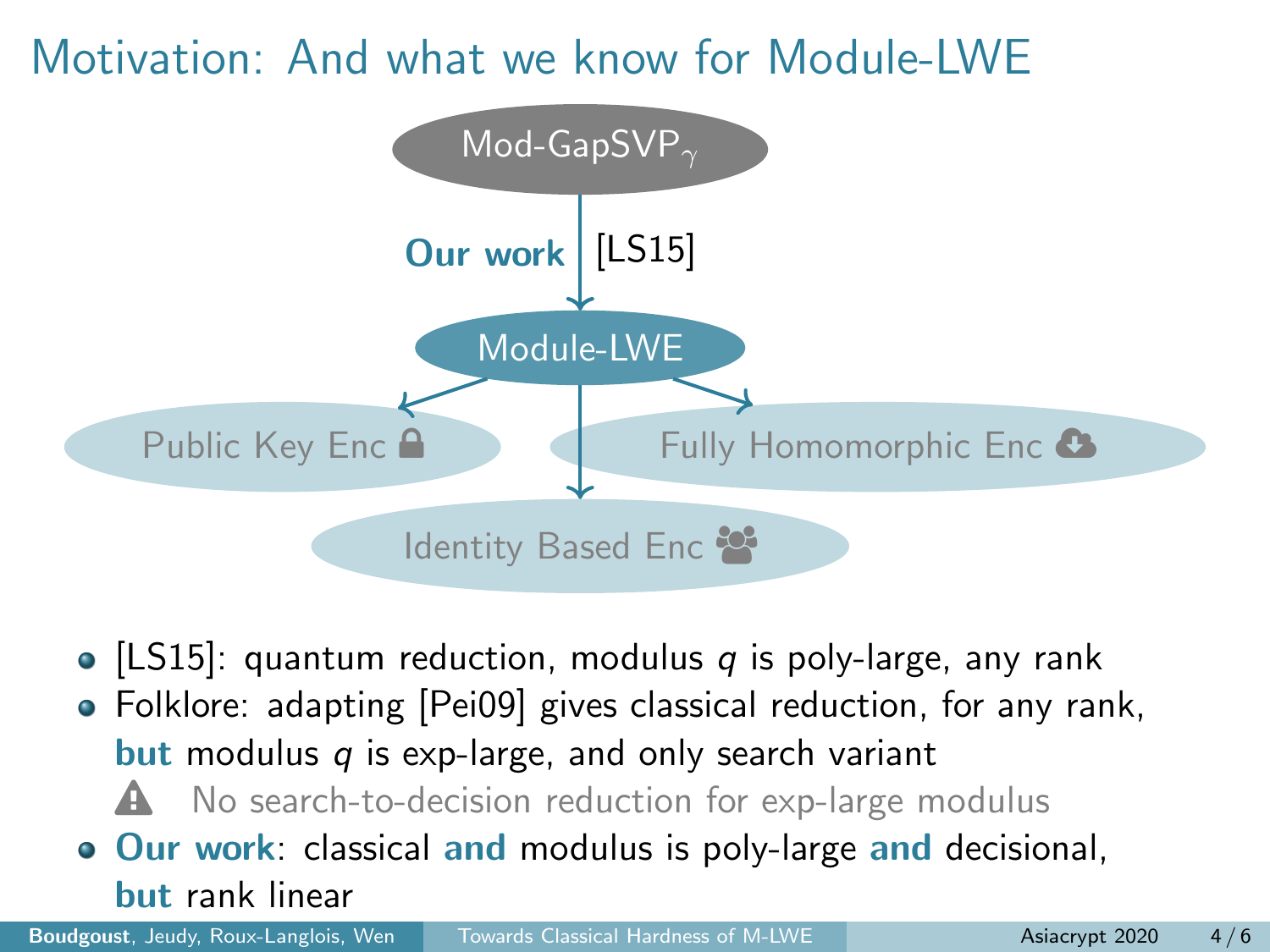# Motivation: And what we know for Module-LWE

Mod-GapSVP$_\gamma$

**Our work** | [LS15]

Module-LWE

Public Key Enc

Fully Homomorphic Enc

Identity Based Enc

- [LS15]: quantum reduction, modulus $q$ is poly-large, any rank
- Folklore: adapting [Pei09] gives classical reduction, for any rank, **but** modulus $q$ is exp-large, and only search variant
  - ⚠ No search-to-decision reduction for exp-large modulus
- **Our work**: classical **and** modulus is poly-large **and** decisional, **but** rank linear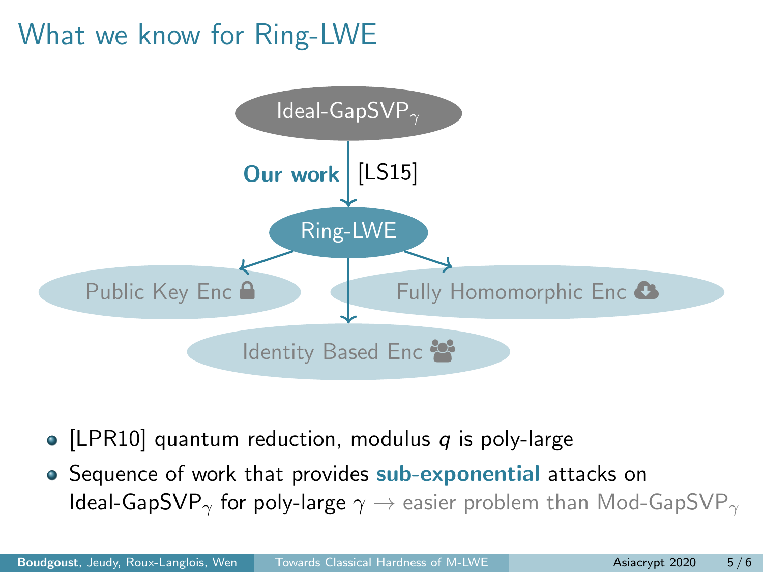# What we know for Ring-LWE

Ideal-GapSVP$_\gamma$

**Our work** [LS15]

Ring-LWE

Public Key Enc

Fully Homomorphic Enc

Identity Based Enc

- [LPR10] quantum reduction, modulus $q$ is poly-large
- Sequence of work that provides **sub-exponential** attacks on Ideal-GapSVP$_\gamma$ for poly-large $\gamma$ $\rightarrow$ easier problem than Mod-GapSVP$_\gamma$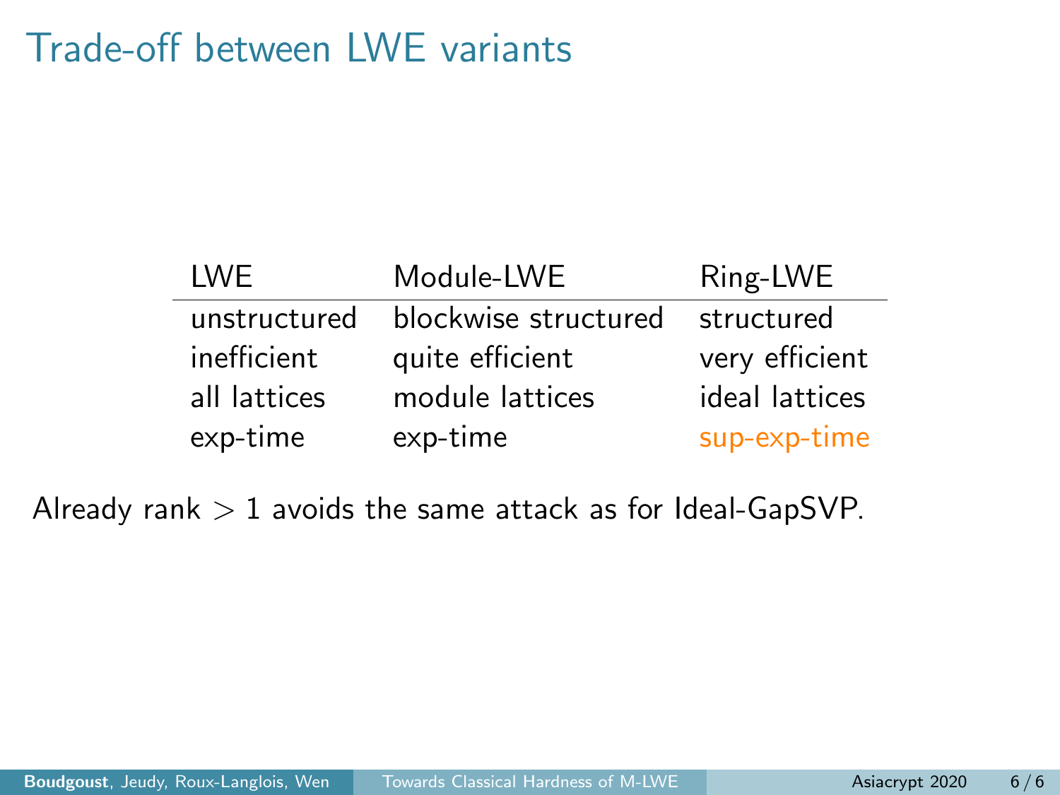# Trade-off between LWE variants

| LWE | Module-LWE | Ring-LWE |
|---|---|---|
| unstructured | blockwise structured | structured |
| inefficient | quite efficient | very efficient |
| all lattices | module lattices | ideal lattices |
| exp-time | exp-time | sup-exp-time |

Already rank $> 1$ avoids the same attack as for Ideal-GapSVP.